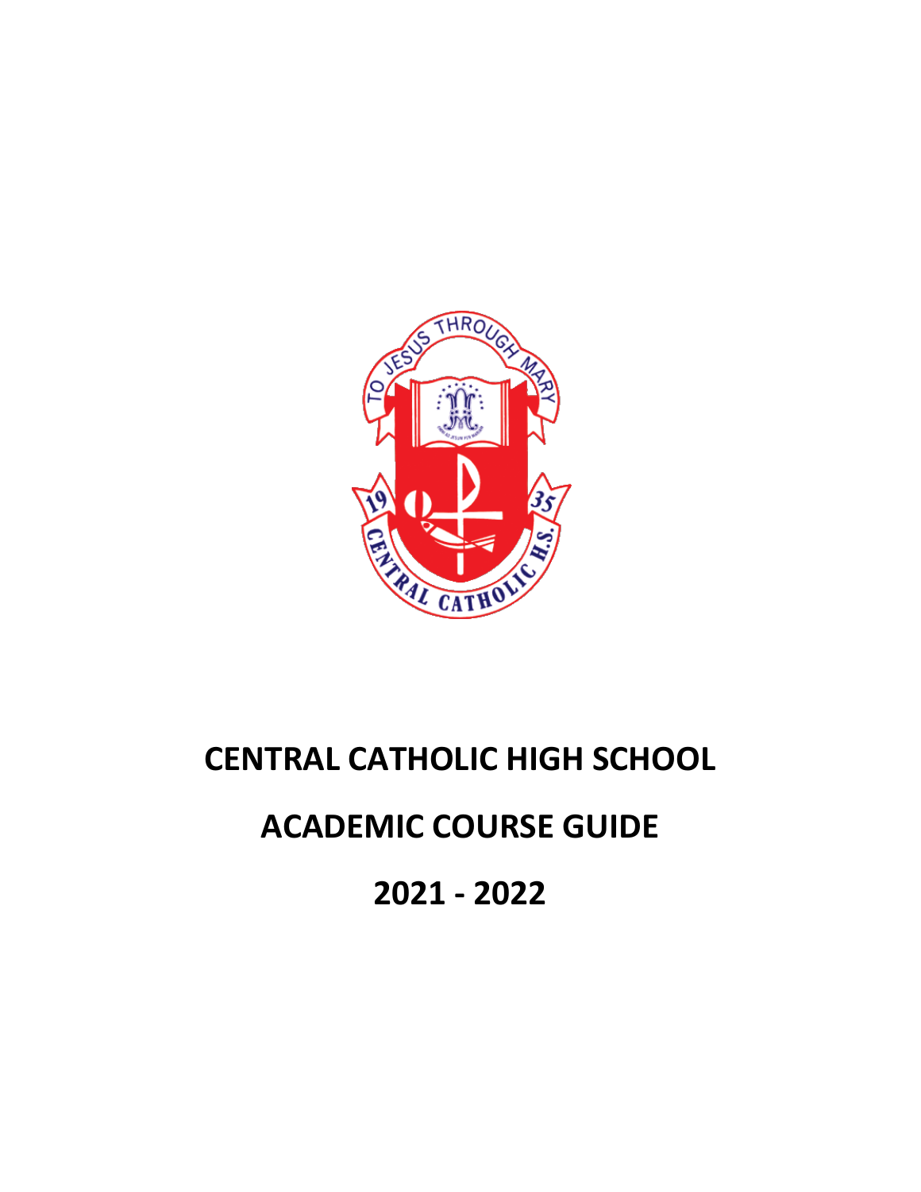# CENTRAL CATHOLIC HIGH SCHOOL

# ACADEMIC COURSE GUIDE

# 2021 - 2022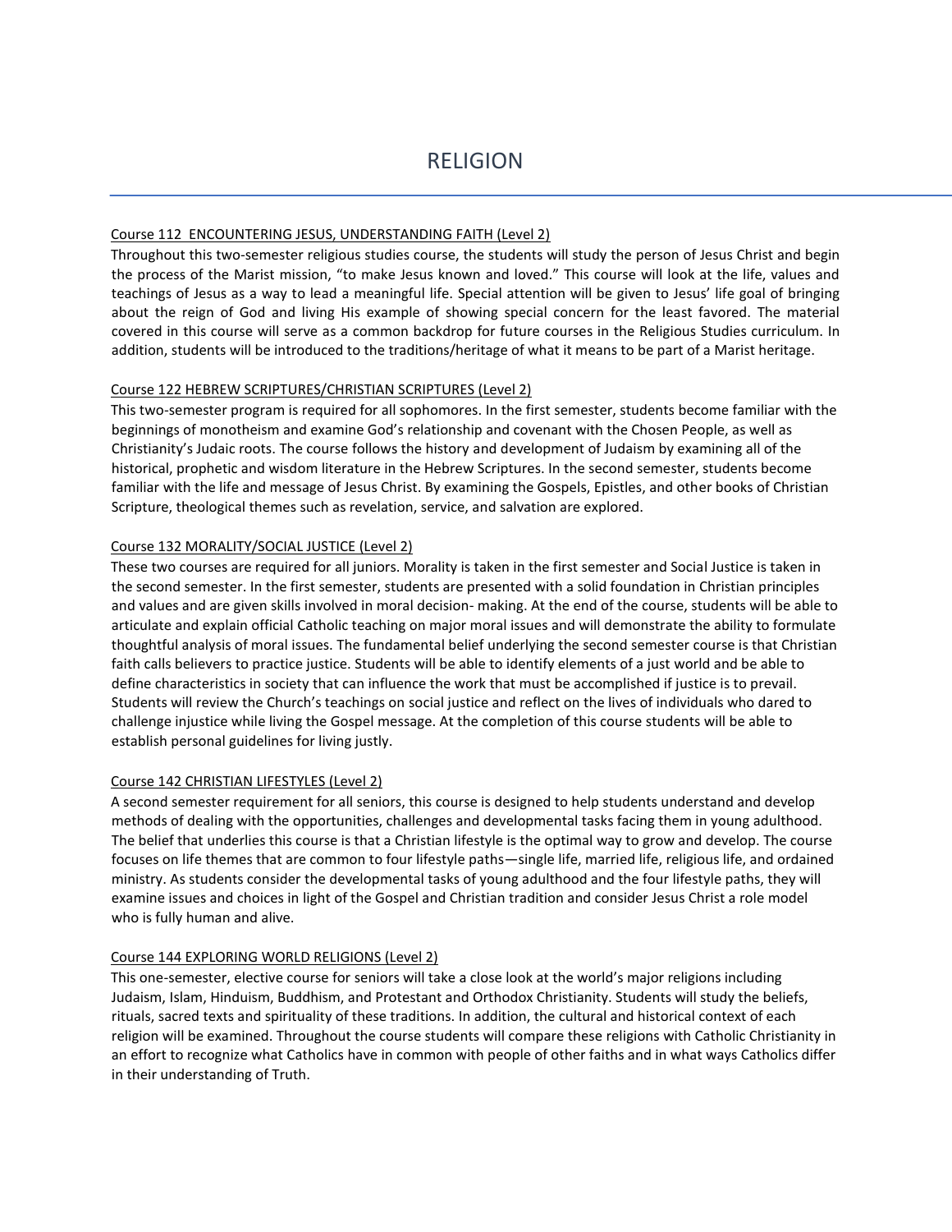# RELIGION

Course 112 ENCOUNTERING JESUS, UNDERSTANDING FAITH (Level 2)

Throughout this two-semester religious studies course, the students will study the person of Jesus Christ and begin the process of the Marist mission, "to make Jesus known and loved." This course will look at the life, values and teachings of Jesus as a way to lead a meaningful life. Special attention will be given to Jesus' life goal of bringing about the reign of God and living His example of showing special concern for the least favored. The material covered in this course will serve as a common backdrop for future courses in the Religious Studies curriculum. In addition, students will be introduced to the traditions/heritage of what it means to be part of a Marist heritage.

Course 122 HEBREW SCRIPTURES/CHRISTIAN SCRIPTURES (Level 2)

This two-semester program is required for all sophomores. In the first semester, students become familiar with the beginnings of monotheism and examine God's relationship and covenant with the Chosen People, as well as Christianity's Judaic roots. The course follows the history and development of Judaism by examining all of the historical, prophetic and wisdom literature in the Hebrew Scriptures. In the second semester, students become familiar with the life and message of Jesus Christ. By examining the Gospels, Epistles, and other books of Christian Scripture, theological themes such as revelation, service, and salvation are explored.

Course 132 MORALITY/SOCIAL JUSTICE (Level 2)

These two courses are required for all juniors. Morality is taken in the first semester and Social Justice is taken in the second semester. In the first semester, students are presented with a solid foundation in Christian principles and values and are given skills involved in moral decision- making. At the end of the course, students will be able to articulate and explain official Catholic teaching on major moral issues and will demonstrate the ability to formulate thoughtful analysis of moral issues. The fundamental belief underlying the second semester course is that Christian faith calls believers to practice justice. Students will be able to identify elements of a just world and be able to define characteristics in society that can influence the work that must be accomplished if justice is to prevail. Students will review the Church's teachings on social justice and reflect on the lives of individuals who dared to challenge injustice while living the Gospel message. At the completion of this course students will be able to establish personal guidelines for living justly.

Course 142 CHRISTIAN LIFESTYLES (Level 2)

A second semester requirement for all seniors, this course is designed to help students understand and develop methods of dealing with the opportunities, challenges and developmental tasks facing them in young adulthood. The belief that underlies this course is that a Christian lifestyle is the optimal way to grow and develop. The course focuses on life themes that are common to four lifestyle paths—single life, married life, religious life, and ordained ministry. As students consider the developmental tasks of young adulthood and the four lifestyle paths, they will examine issues and choices in light of the Gospel and Christian tradition and consider Jesus Christ a role model who is fully human and alive.

Course 144 EXPLORING WORLD RELIGIONS (Level 2)

This one-semester, elective course for seniors will take a close look at the world's major religions including Judaism, Islam, Hinduism, Buddhism, and Protestant and Orthodox Christianity. Students will study the beliefs, rituals, sacred texts and spirituality of these traditions. In addition, the cultural and historical context of each religion will be examined. Throughout the course students will compare these religions with Catholic Christianity in an effort to recognize what Catholics have in common with people of other faiths and in what ways Catholics differ in their understanding of Truth.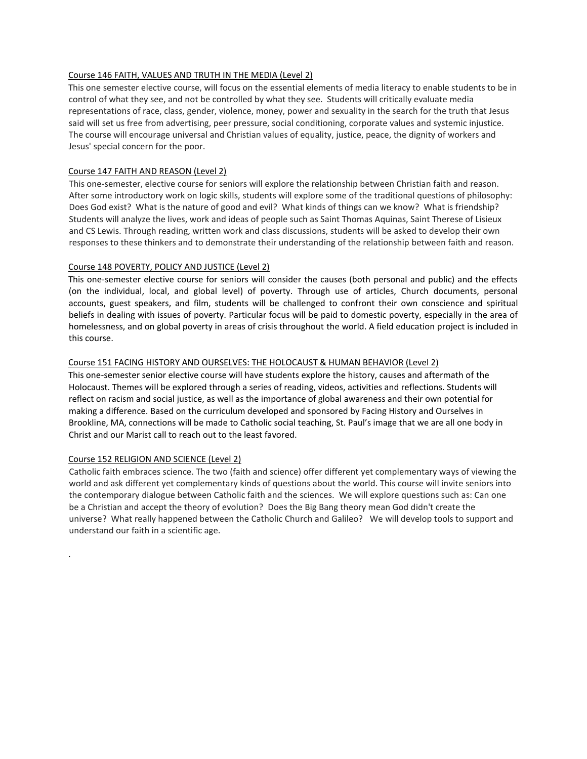Course 146 FAITH, VALUES AND TRUTH IN THE MEDIA (Level 2)

This one semester elective course, will focus on the essential elements of media literacy to enable students to be in control of what they see, and not be controlled by what they see. Students will critically evaluate media representations of race, class, gender, violence, money, power and sexuality in the search for the truth that Jesus said will set us free from advertising, peer pressure, social conditioning, corporate values and systemic injustice. The course will encourage universal and Christian values of equality, justice, peace, the dignity of workers and Jesus' special concern for the poor.

Course 147 FAITH AND REASON (Level 2)

This one-semester, elective course for seniors will explore the relationship between Christian faith and reason. After some introductory work on logic skills, students will explore some of the traditional questions of philosophy: Does God exist? What is the nature of good and evil? What kinds of things can we know? What is friendship? Students will analyze the lives, work and ideas of people such as Saint Thomas Aquinas, Saint Therese of Lisieux and CS Lewis. Through reading, written work and class discussions, students will be asked to develop their own responses to these thinkers and to demonstrate their understanding of the relationship between faith and reason.

Course 148 POVERTY, POLICY AND JUSTICE (Level 2)

This one-semester elective course for seniors will consider the causes (both personal and public) and the effects (on the individual, local, and global level) of poverty. Through use of articles, Church documents, personal accounts, guest speakers, and film, students will be challenged to confront their own conscience and spiritual beliefs in dealing with issues of poverty. Particular focus will be paid to domestic poverty, especially in the area of homelessness, and on global poverty in areas of crisis throughout the world. A field education project is included in this course.

Course 151 FACING HISTORY AND OURSELVES: THE HOLOCAUST & HUMAN BEHAVIOR (Level 2)

This one-semester senior elective course will have students explore the history, causes and aftermath of the Holocaust. Themes will be explored through a series of reading, videos, activities and reflections. Students will reflect on racism and social justice, as well as the importance of global awareness and their own potential for making a difference. Based on the curriculum developed and sponsored by Facing History and Ourselves in Brookline, MA, connections will be made to Catholic social teaching, St. Paul's image that we are all one body in Christ and our Marist call to reach out to the least favored.

Course 152 RELIGION AND SCIENCE (Level 2)

Catholic faith embraces science. The two (faith and science) offer different yet complementary ways of viewing the world and ask different yet complementary kinds of questions about the world. This course will invite seniors into the contemporary dialogue between Catholic faith and the sciences. We will explore questions such as: Can one be a Christian and accept the theory of evolution? Does the Big Bang theory mean God didn't create the universe? What really happened between the Catholic Church and Galileo? We will develop tools to support and understand our faith in a scientific age.

.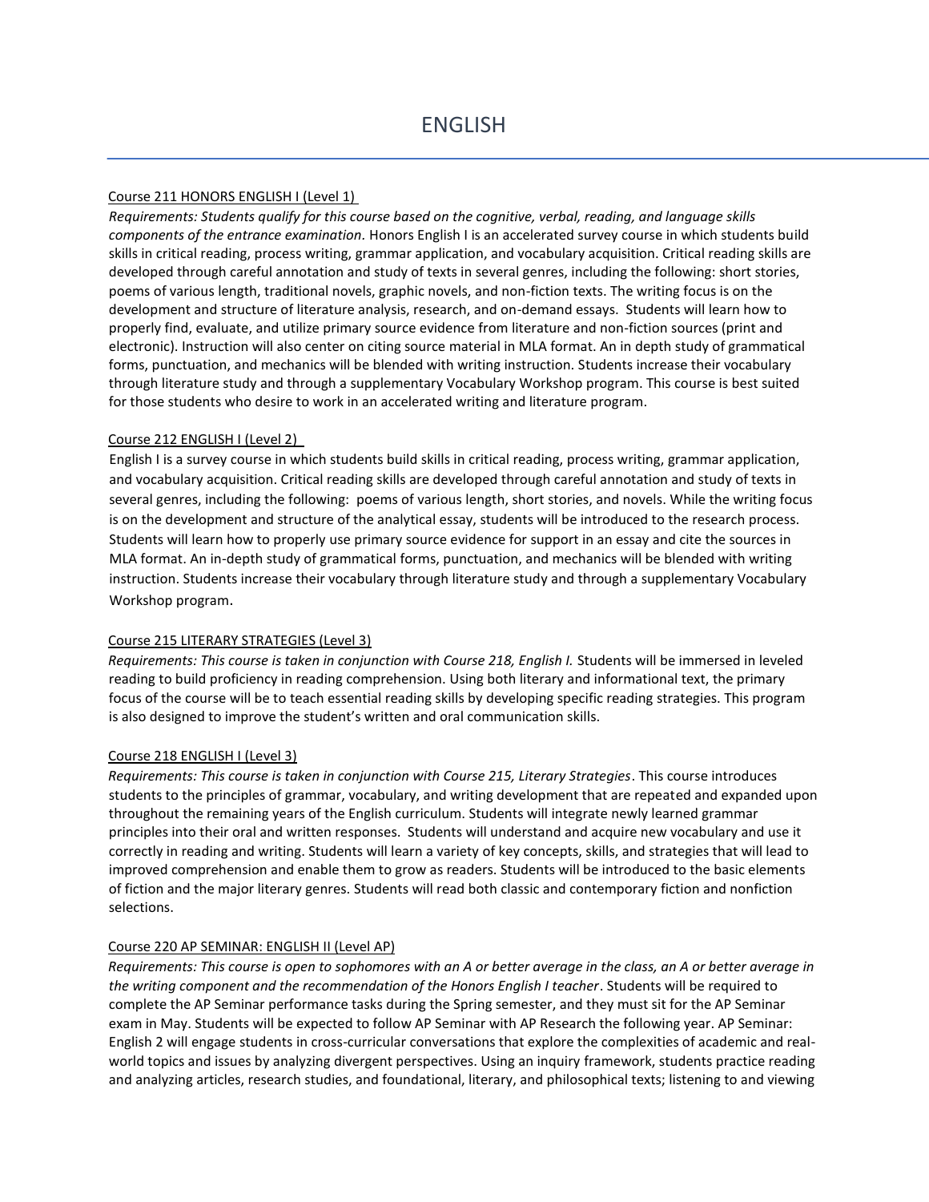# ENGLISH

Course 211 HONORS ENGLISH I (Level 1)

*Requirements: Students qualify for this course based on the cognitive, verbal, reading, and language skills components of the entrance examination.* Honors English I is an accelerated survey course in which students build skills in critical reading, process writing, grammar application, and vocabulary acquisition. Critical reading skills are developed through careful annotation and study of texts in several genres, including the following: short stories, poems of various length, traditional novels, graphic novels, and non-fiction texts. The writing focus is on the development and structure of literature analysis, research, and on-demand essays. Students will learn how to properly find, evaluate, and utilize primary source evidence from literature and non-fiction sources (print and electronic). Instruction will also center on citing source material in MLA format. An in depth study of grammatical forms, punctuation, and mechanics will be blended with writing instruction. Students increase their vocabulary through literature study and through a supplementary Vocabulary Workshop program. This course is best suited for those students who desire to work in an accelerated writing and literature program.

Course 212 ENGLISH I (Level 2)

English I is a survey course in which students build skills in critical reading, process writing, grammar application, and vocabulary acquisition. Critical reading skills are developed through careful annotation and study of texts in several genres, including the following: poems of various length, short stories, and novels. While the writing focus is on the development and structure of the analytical essay, students will be introduced to the research process. Students will learn how to properly use primary source evidence for support in an essay and cite the sources in MLA format. An in-depth study of grammatical forms, punctuation, and mechanics will be blended with writing instruction. Students increase their vocabulary through literature study and through a supplementary Vocabulary Workshop program.

Course 215 LITERARY STRATEGIES (Level 3)

*Requirements: This course is taken in conjunction with Course 218, English I.* Students will be immersed in leveled reading to build proficiency in reading comprehension. Using both literary and informational text, the primary focus of the course will be to teach essential reading skills by developing specific reading strategies. This program is also designed to improve the student's written and oral communication skills.

Course 218 ENGLISH I (Level 3)

*Requirements: This course is taken in conjunction with Course 215, Literary Strategies*. This course introduces students to the principles of grammar, vocabulary, and writing development that are repeated and expanded upon throughout the remaining years of the English curriculum. Students will integrate newly learned grammar principles into their oral and written responses. Students will understand and acquire new vocabulary and use it correctly in reading and writing. Students will learn a variety of key concepts, skills, and strategies that will lead to improved comprehension and enable them to grow as readers. Students will be introduced to the basic elements of fiction and the major literary genres. Students will read both classic and contemporary fiction and nonfiction selections.

Course 220 AP SEMINAR: ENGLISH II (Level AP)

*Requirements: This course is open to sophomores with an A or better average in the class, an A or better average in the writing component and the recommendation of the Honors English I teacher*. Students will be required to complete the AP Seminar performance tasks during the Spring semester, and they must sit for the AP Seminar exam in May. Students will be expected to follow AP Seminar with AP Research the following year. AP Seminar: English 2 will engage students in cross-curricular conversations that explore the complexities of academic and real-world topics and issues by analyzing divergent perspectives. Using an inquiry framework, students practice reading and analyzing articles, research studies, and foundational, literary, and philosophical texts; listening to and viewing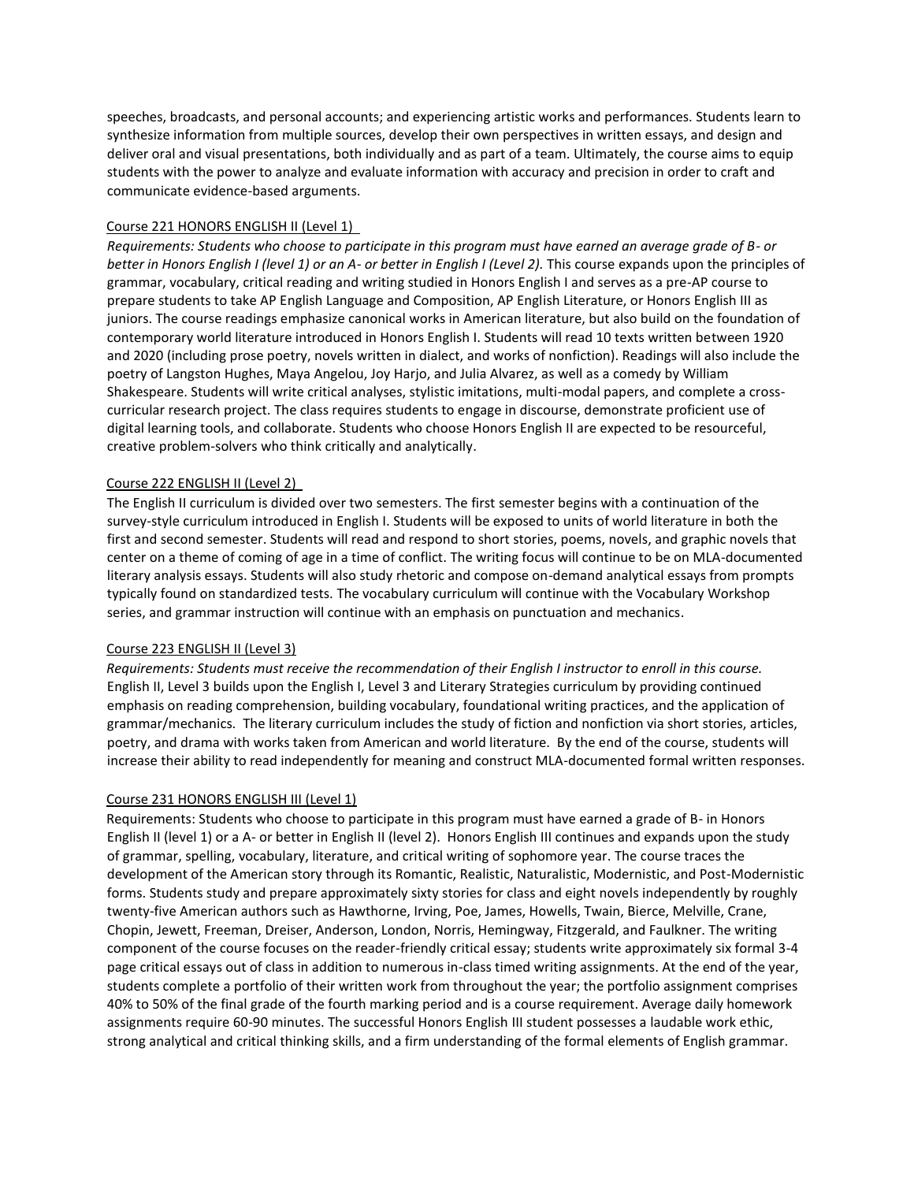speeches, broadcasts, and personal accounts; and experiencing artistic works and performances. Students learn to synthesize information from multiple sources, develop their own perspectives in written essays, and design and deliver oral and visual presentations, both individually and as part of a team. Ultimately, the course aims to equip students with the power to analyze and evaluate information with accuracy and precision in order to craft and communicate evidence-based arguments.

### Course 221 HONORS ENGLISH II (Level 1)

*Requirements: Students who choose to participate in this program must have earned an average grade of B- or better in Honors English I (level 1) or an A- or better in English I (Level 2).* This course expands upon the principles of grammar, vocabulary, critical reading and writing studied in Honors English I and serves as a pre-AP course to prepare students to take AP English Language and Composition, AP English Literature, or Honors English III as juniors. The course readings emphasize canonical works in American literature, but also build on the foundation of contemporary world literature introduced in Honors English I. Students will read 10 texts written between 1920 and 2020 (including prose poetry, novels written in dialect, and works of nonfiction). Readings will also include the poetry of Langston Hughes, Maya Angelou, Joy Harjo, and Julia Alvarez, as well as a comedy by William Shakespeare. Students will write critical analyses, stylistic imitations, multi-modal papers, and complete a cross-curricular research project. The class requires students to engage in discourse, demonstrate proficient use of digital learning tools, and collaborate. Students who choose Honors English II are expected to be resourceful, creative problem-solvers who think critically and analytically.

### Course 222 ENGLISH II (Level 2)

The English II curriculum is divided over two semesters. The first semester begins with a continuation of the survey-style curriculum introduced in English I. Students will be exposed to units of world literature in both the first and second semester. Students will read and respond to short stories, poems, novels, and graphic novels that center on a theme of coming of age in a time of conflict. The writing focus will continue to be on MLA-documented literary analysis essays. Students will also study rhetoric and compose on-demand analytical essays from prompts typically found on standardized tests. The vocabulary curriculum will continue with the Vocabulary Workshop series, and grammar instruction will continue with an emphasis on punctuation and mechanics.

### Course 223 ENGLISH II (Level 3)

*Requirements: Students must receive the recommendation of their English I instructor to enroll in this course.* English II, Level 3 builds upon the English I, Level 3 and Literary Strategies curriculum by providing continued emphasis on reading comprehension, building vocabulary, foundational writing practices, and the application of grammar/mechanics. The literary curriculum includes the study of fiction and nonfiction via short stories, articles, poetry, and drama with works taken from American and world literature. By the end of the course, students will increase their ability to read independently for meaning and construct MLA-documented formal written responses.

### Course 231 HONORS ENGLISH III (Level 1)

Requirements: Students who choose to participate in this program must have earned a grade of B- in Honors English II (level 1) or a A- or better in English II (level 2). Honors English III continues and expands upon the study of grammar, spelling, vocabulary, literature, and critical writing of sophomore year. The course traces the development of the American story through its Romantic, Realistic, Naturalistic, Modernistic, and Post-Modernistic forms. Students study and prepare approximately sixty stories for class and eight novels independently by roughly twenty-five American authors such as Hawthorne, Irving, Poe, James, Howells, Twain, Bierce, Melville, Crane, Chopin, Jewett, Freeman, Dreiser, Anderson, London, Norris, Hemingway, Fitzgerald, and Faulkner. The writing component of the course focuses on the reader-friendly critical essay; students write approximately six formal 3-4 page critical essays out of class in addition to numerous in-class timed writing assignments. At the end of the year, students complete a portfolio of their written work from throughout the year; the portfolio assignment comprises 40% to 50% of the final grade of the fourth marking period and is a course requirement. Average daily homework assignments require 60-90 minutes. The successful Honors English III student possesses a laudable work ethic, strong analytical and critical thinking skills, and a firm understanding of the formal elements of English grammar.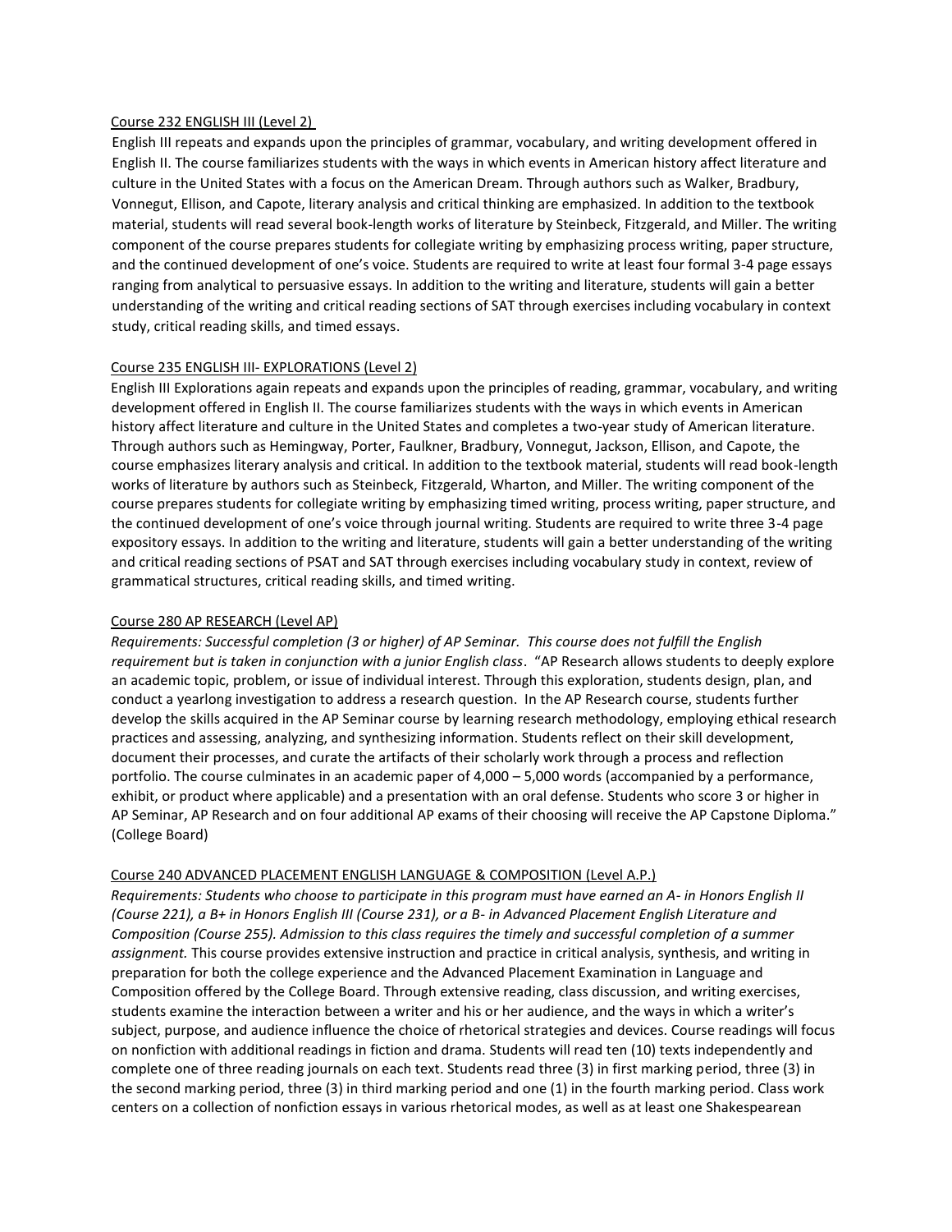### Course 232 ENGLISH III (Level 2)

English III repeats and expands upon the principles of grammar, vocabulary, and writing development offered in English II. The course familiarizes students with the ways in which events in American history affect literature and culture in the United States with a focus on the American Dream. Through authors such as Walker, Bradbury, Vonnegut, Ellison, and Capote, literary analysis and critical thinking are emphasized. In addition to the textbook material, students will read several book-length works of literature by Steinbeck, Fitzgerald, and Miller. The writing component of the course prepares students for collegiate writing by emphasizing process writing, paper structure, and the continued development of one's voice. Students are required to write at least four formal 3-4 page essays ranging from analytical to persuasive essays. In addition to the writing and literature, students will gain a better understanding of the writing and critical reading sections of SAT through exercises including vocabulary in context study, critical reading skills, and timed essays.

### Course 235 ENGLISH III- EXPLORATIONS (Level 2)

English III Explorations again repeats and expands upon the principles of reading, grammar, vocabulary, and writing development offered in English II. The course familiarizes students with the ways in which events in American history affect literature and culture in the United States and completes a two-year study of American literature. Through authors such as Hemingway, Porter, Faulkner, Bradbury, Vonnegut, Jackson, Ellison, and Capote, the course emphasizes literary analysis and critical. In addition to the textbook material, students will read book-length works of literature by authors such as Steinbeck, Fitzgerald, Wharton, and Miller. The writing component of the course prepares students for collegiate writing by emphasizing timed writing, process writing, paper structure, and the continued development of one's voice through journal writing. Students are required to write three 3-4 page expository essays. In addition to the writing and literature, students will gain a better understanding of the writing and critical reading sections of PSAT and SAT through exercises including vocabulary study in context, review of grammatical structures, critical reading skills, and timed writing.

### Course 280 AP RESEARCH (Level AP)

*Requirements: Successful completion (3 or higher) of AP Seminar. This course does not fulfill the English requirement but is taken in conjunction with a junior English class*. "AP Research allows students to deeply explore an academic topic, problem, or issue of individual interest. Through this exploration, students design, plan, and conduct a yearlong investigation to address a research question. In the AP Research course, students further develop the skills acquired in the AP Seminar course by learning research methodology, employing ethical research practices and assessing, analyzing, and synthesizing information. Students reflect on their skill development, document their processes, and curate the artifacts of their scholarly work through a process and reflection portfolio. The course culminates in an academic paper of 4,000 – 5,000 words (accompanied by a performance, exhibit, or product where applicable) and a presentation with an oral defense. Students who score 3 or higher in AP Seminar, AP Research and on four additional AP exams of their choosing will receive the AP Capstone Diploma." (College Board)

### Course 240 ADVANCED PLACEMENT ENGLISH LANGUAGE & COMPOSITION (Level A.P.)

*Requirements: Students who choose to participate in this program must have earned an A- in Honors English II (Course 221), a B+ in Honors English III (Course 231), or a B- in Advanced Placement English Literature and Composition (Course 255). Admission to this class requires the timely and successful completion of a summer assignment.* This course provides extensive instruction and practice in critical analysis, synthesis, and writing in preparation for both the college experience and the Advanced Placement Examination in Language and Composition offered by the College Board. Through extensive reading, class discussion, and writing exercises, students examine the interaction between a writer and his or her audience, and the ways in which a writer's subject, purpose, and audience influence the choice of rhetorical strategies and devices. Course readings will focus on nonfiction with additional readings in fiction and drama. Students will read ten (10) texts independently and complete one of three reading journals on each text. Students read three (3) in first marking period, three (3) in the second marking period, three (3) in third marking period and one (1) in the fourth marking period. Class work centers on a collection of nonfiction essays in various rhetorical modes, as well as at least one Shakespearean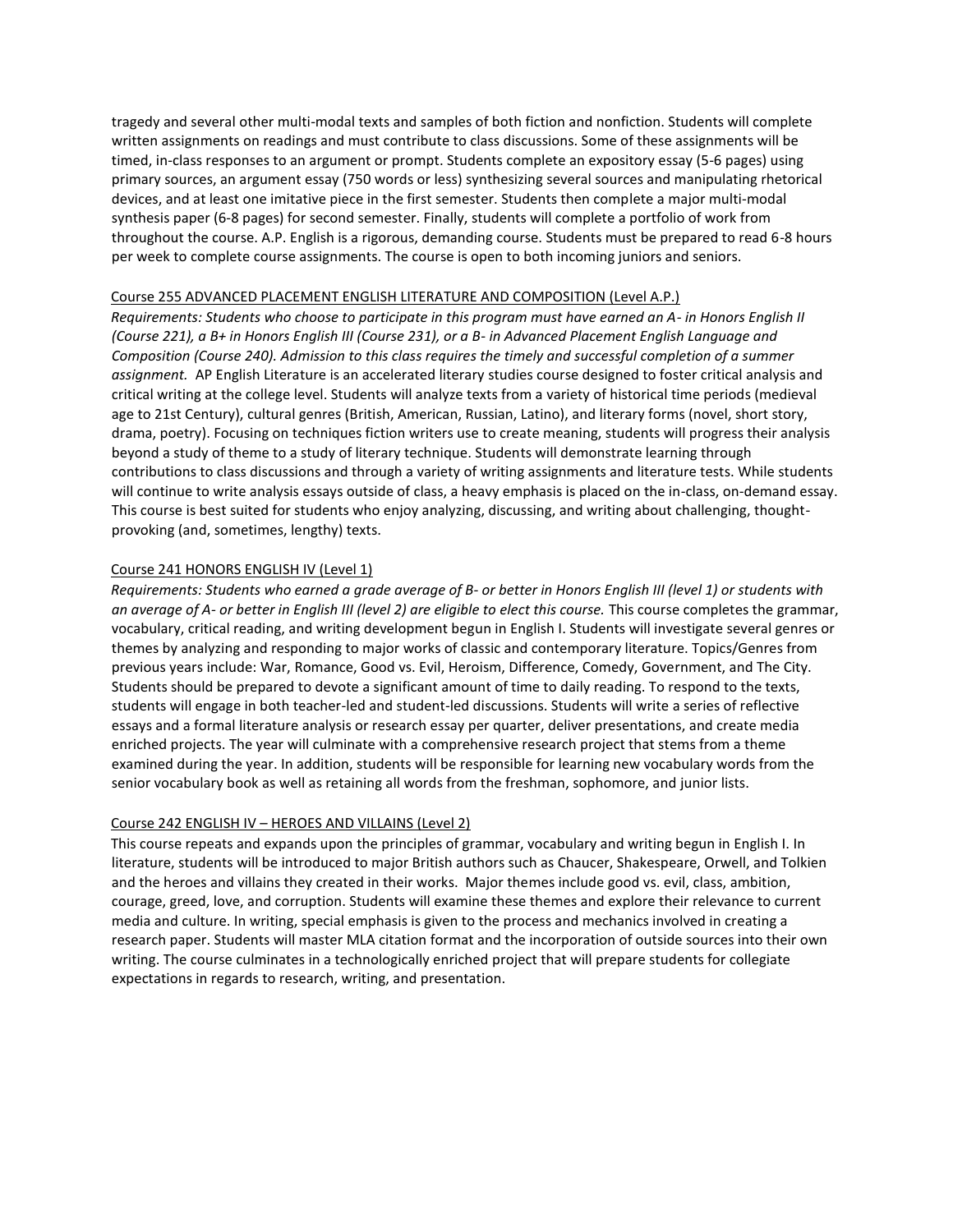tragedy and several other multi-modal texts and samples of both fiction and nonfiction. Students will complete written assignments on readings and must contribute to class discussions. Some of these assignments will be timed, in-class responses to an argument or prompt. Students complete an expository essay (5-6 pages) using primary sources, an argument essay (750 words or less) synthesizing several sources and manipulating rhetorical devices, and at least one imitative piece in the first semester. Students then complete a major multi-modal synthesis paper (6-8 pages) for second semester. Finally, students will complete a portfolio of work from throughout the course. A.P. English is a rigorous, demanding course. Students must be prepared to read 6-8 hours per week to complete course assignments. The course is open to both incoming juniors and seniors.

Course 255 ADVANCED PLACEMENT ENGLISH LITERATURE AND COMPOSITION (Level A.P.)

*Requirements: Students who choose to participate in this program must have earned an A- in Honors English II (Course 221), a B+ in Honors English III (Course 231), or a B- in Advanced Placement English Language and Composition (Course 240). Admission to this class requires the timely and successful completion of a summer assignment.* AP English Literature is an accelerated literary studies course designed to foster critical analysis and critical writing at the college level. Students will analyze texts from a variety of historical time periods (medieval age to 21st Century), cultural genres (British, American, Russian, Latino), and literary forms (novel, short story, drama, poetry). Focusing on techniques fiction writers use to create meaning, students will progress their analysis beyond a study of theme to a study of literary technique. Students will demonstrate learning through contributions to class discussions and through a variety of writing assignments and literature tests. While students will continue to write analysis essays outside of class, a heavy emphasis is placed on the in-class, on-demand essay. This course is best suited for students who enjoy analyzing, discussing, and writing about challenging, thought-provoking (and, sometimes, lengthy) texts.

Course 241 HONORS ENGLISH IV (Level 1)

*Requirements: Students who earned a grade average of B- or better in Honors English III (level 1) or students with an average of A- or better in English III (level 2) are eligible to elect this course.* This course completes the grammar, vocabulary, critical reading, and writing development begun in English I. Students will investigate several genres or themes by analyzing and responding to major works of classic and contemporary literature. Topics/Genres from previous years include: War, Romance, Good vs. Evil, Heroism, Difference, Comedy, Government, and The City. Students should be prepared to devote a significant amount of time to daily reading. To respond to the texts, students will engage in both teacher-led and student-led discussions. Students will write a series of reflective essays and a formal literature analysis or research essay per quarter, deliver presentations, and create media enriched projects. The year will culminate with a comprehensive research project that stems from a theme examined during the year. In addition, students will be responsible for learning new vocabulary words from the senior vocabulary book as well as retaining all words from the freshman, sophomore, and junior lists.

Course 242 ENGLISH IV – HEROES AND VILLAINS (Level 2)

This course repeats and expands upon the principles of grammar, vocabulary and writing begun in English I. In literature, students will be introduced to major British authors such as Chaucer, Shakespeare, Orwell, and Tolkien and the heroes and villains they created in their works. Major themes include good vs. evil, class, ambition, courage, greed, love, and corruption. Students will examine these themes and explore their relevance to current media and culture. In writing, special emphasis is given to the process and mechanics involved in creating a research paper. Students will master MLA citation format and the incorporation of outside sources into their own writing. The course culminates in a technologically enriched project that will prepare students for collegiate expectations in regards to research, writing, and presentation.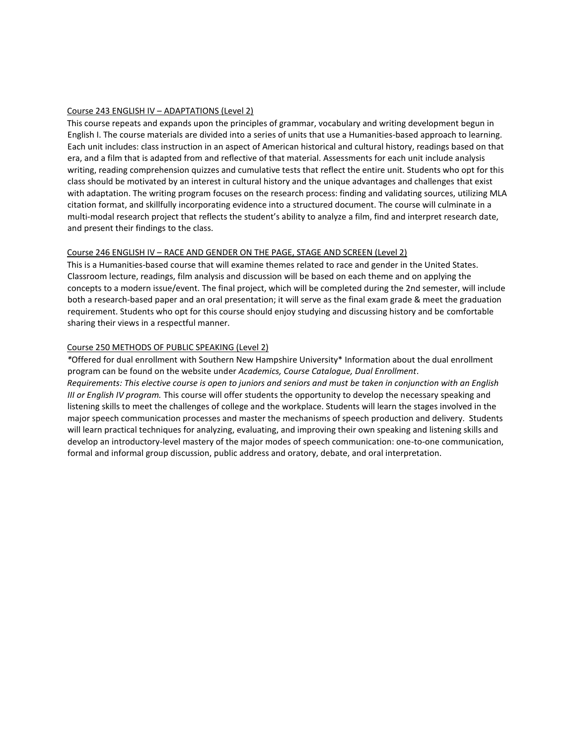Course 243 ENGLISH IV – ADAPTATIONS (Level 2)

This course repeats and expands upon the principles of grammar, vocabulary and writing development begun in English I. The course materials are divided into a series of units that use a Humanities-based approach to learning. Each unit includes: class instruction in an aspect of American historical and cultural history, readings based on that era, and a film that is adapted from and reflective of that material. Assessments for each unit include analysis writing, reading comprehension quizzes and cumulative tests that reflect the entire unit. Students who opt for this class should be motivated by an interest in cultural history and the unique advantages and challenges that exist with adaptation. The writing program focuses on the research process: finding and validating sources, utilizing MLA citation format, and skillfully incorporating evidence into a structured document. The course will culminate in a multi-modal research project that reflects the student's ability to analyze a film, find and interpret research date, and present their findings to the class.

Course 246 ENGLISH IV – RACE AND GENDER ON THE PAGE, STAGE AND SCREEN (Level 2)

This is a Humanities-based course that will examine themes related to race and gender in the United States. Classroom lecture, readings, film analysis and discussion will be based on each theme and on applying the concepts to a modern issue/event. The final project, which will be completed during the 2nd semester, will include both a research-based paper and an oral presentation; it will serve as the final exam grade & meet the graduation requirement. Students who opt for this course should enjoy studying and discussing history and be comfortable sharing their views in a respectful manner.

Course 250 METHODS OF PUBLIC SPEAKING (Level 2)

*Offered for dual enrollment with Southern New Hampshire University* Information about the dual enrollment program can be found on the website under *Academics, Course Catalogue, Dual Enrollment*.

*Requirements: This elective course is open to juniors and seniors and must be taken in conjunction with an English III or English IV program.* This course will offer students the opportunity to develop the necessary speaking and listening skills to meet the challenges of college and the workplace. Students will learn the stages involved in the major speech communication processes and master the mechanisms of speech production and delivery. Students will learn practical techniques for analyzing, evaluating, and improving their own speaking and listening skills and develop an introductory-level mastery of the major modes of speech communication: one-to-one communication, formal and informal group discussion, public address and oratory, debate, and oral interpretation.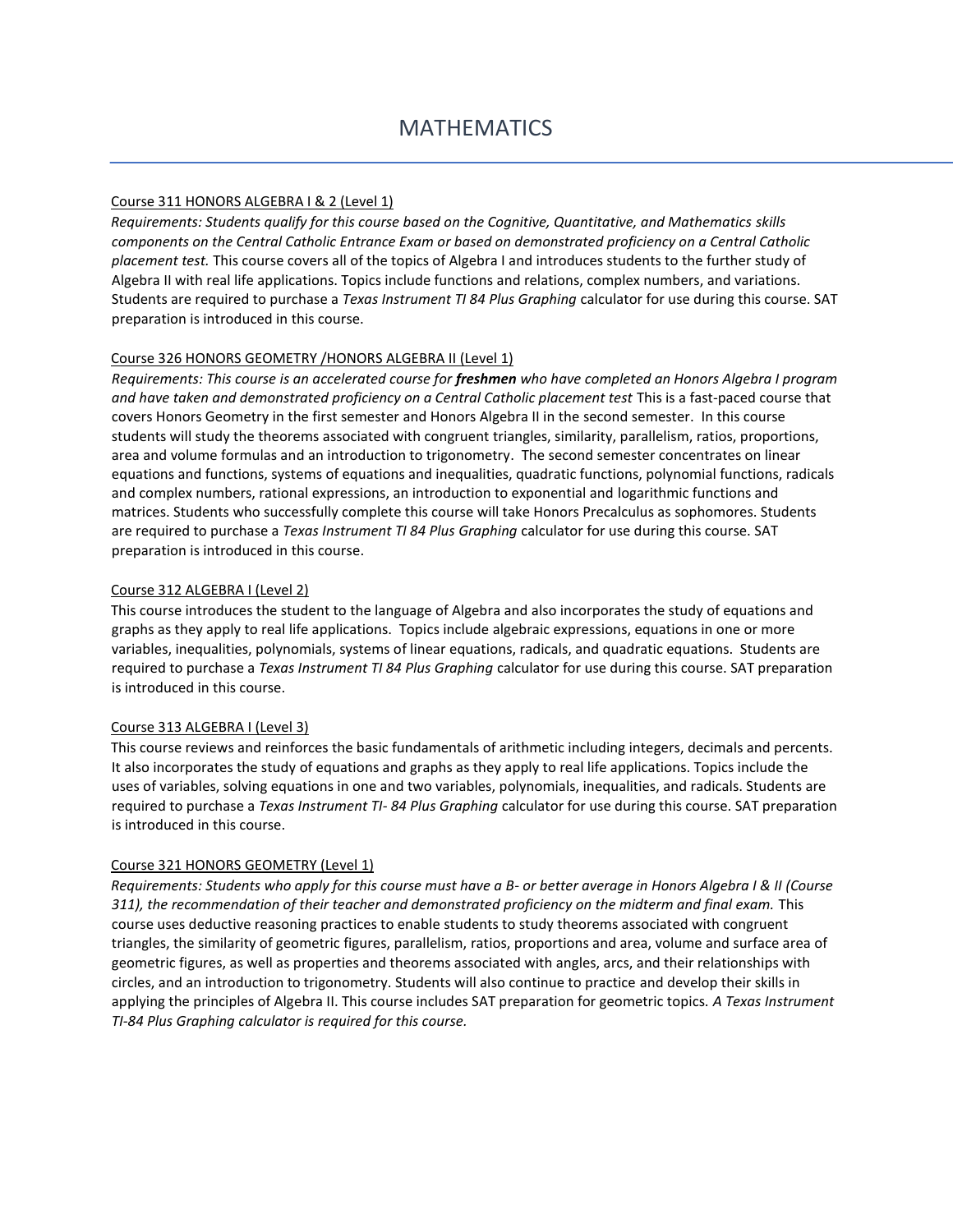# MATHEMATICS

<u>Course 311 HONORS ALGEBRA I & 2 (Level 1)</u>

*Requirements: Students qualify for this course based on the Cognitive, Quantitative, and Mathematics skills components on the Central Catholic Entrance Exam or based on demonstrated proficiency on a Central Catholic placement test.* This course covers all of the topics of Algebra I and introduces students to the further study of Algebra II with real life applications. Topics include functions and relations, complex numbers, and variations. Students are required to purchase a *Texas Instrument TI 84 Plus Graphing* calculator for use during this course. SAT preparation is introduced in this course.

<u>Course 326 HONORS GEOMETRY /HONORS ALGEBRA II (Level 1)</u>

*Requirements: This course is an accelerated course for **freshmen** who have completed an Honors Algebra I program and have taken and demonstrated proficiency on a Central Catholic placement test* This is a fast-paced course that covers Honors Geometry in the first semester and Honors Algebra II in the second semester. In this course students will study the theorems associated with congruent triangles, similarity, parallelism, ratios, proportions, area and volume formulas and an introduction to trigonometry. The second semester concentrates on linear equations and functions, systems of equations and inequalities, quadratic functions, polynomial functions, radicals and complex numbers, rational expressions, an introduction to exponential and logarithmic functions and matrices. Students who successfully complete this course will take Honors Precalculus as sophomores. Students are required to purchase a *Texas Instrument TI 84 Plus Graphing* calculator for use during this course. SAT preparation is introduced in this course.

<u>Course 312 ALGEBRA I (Level 2)</u>

This course introduces the student to the language of Algebra and also incorporates the study of equations and graphs as they apply to real life applications. Topics include algebraic expressions, equations in one or more variables, inequalities, polynomials, systems of linear equations, radicals, and quadratic equations. Students are required to purchase a *Texas Instrument TI 84 Plus Graphing* calculator for use during this course. SAT preparation is introduced in this course.

<u>Course 313 ALGEBRA I (Level 3)</u>

This course reviews and reinforces the basic fundamentals of arithmetic including integers, decimals and percents. It also incorporates the study of equations and graphs as they apply to real life applications. Topics include the uses of variables, solving equations in one and two variables, polynomials, inequalities, and radicals. Students are required to purchase a *Texas Instrument TI- 84 Plus Graphing* calculator for use during this course. SAT preparation is introduced in this course.

<u>Course 321 HONORS GEOMETRY (Level 1)</u>

*Requirements: Students who apply for this course must have a B- or better average in Honors Algebra I & II (Course 311), the recommendation of their teacher and demonstrated proficiency on the midterm and final exam.* This course uses deductive reasoning practices to enable students to study theorems associated with congruent triangles, the similarity of geometric figures, parallelism, ratios, proportions and area, volume and surface area of geometric figures, as well as properties and theorems associated with angles, arcs, and their relationships with circles, and an introduction to trigonometry. Students will also continue to practice and develop their skills in applying the principles of Algebra II. This course includes SAT preparation for geometric topics. *A Texas Instrument TI-84 Plus Graphing calculator is required for this course.*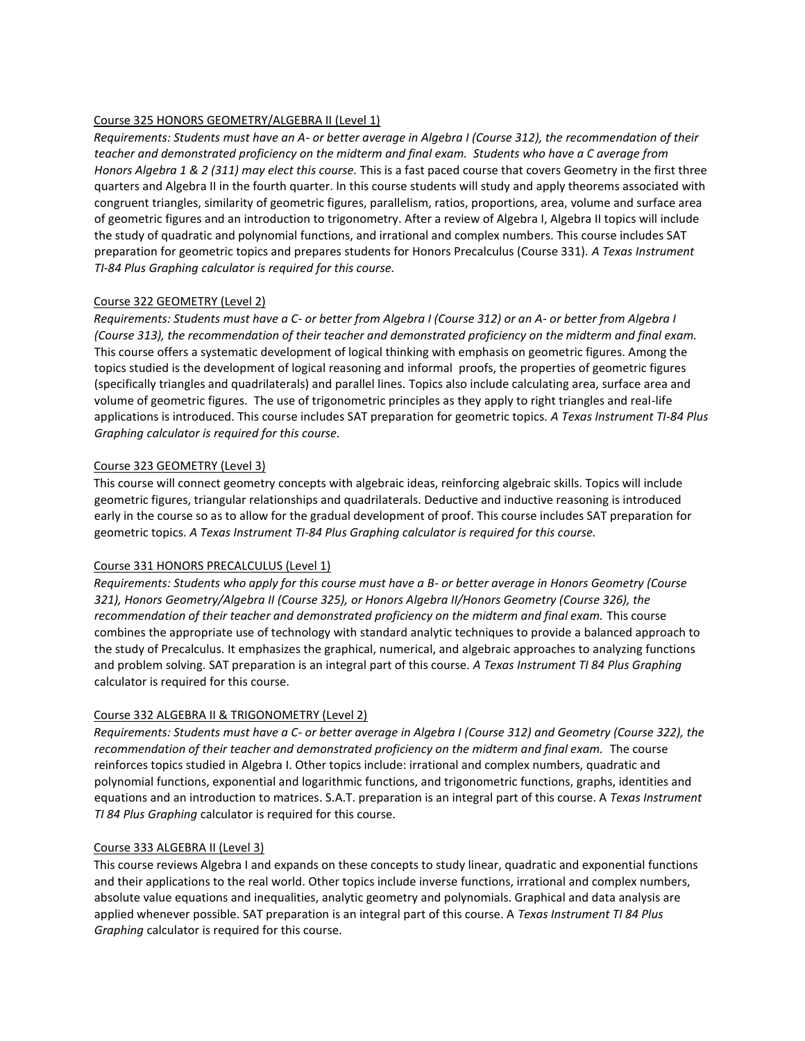## Course 325 HONORS GEOMETRY/ALGEBRA II (Level 1)

*Requirements: Students must have an A- or better average in Algebra I (Course 312), the recommendation of their teacher and demonstrated proficiency on the midterm and final exam. Students who have a C average from Honors Algebra 1 & 2 (311) may elect this course.* This is a fast paced course that covers Geometry in the first three quarters and Algebra II in the fourth quarter. In this course students will study and apply theorems associated with congruent triangles, similarity of geometric figures, parallelism, ratios, proportions, area, volume and surface area of geometric figures and an introduction to trigonometry. After a review of Algebra I, Algebra II topics will include the study of quadratic and polynomial functions, and irrational and complex numbers. This course includes SAT preparation for geometric topics and prepares students for Honors Precalculus (Course 331). *A Texas Instrument TI-84 Plus Graphing calculator is required for this course.*

## Course 322 GEOMETRY (Level 2)

*Requirements: Students must have a C- or better from Algebra I (Course 312) or an A- or better from Algebra I (Course 313), the recommendation of their teacher and demonstrated proficiency on the midterm and final exam.* This course offers a systematic development of logical thinking with emphasis on geometric figures. Among the topics studied is the development of logical reasoning and informal proofs, the properties of geometric figures (specifically triangles and quadrilaterals) and parallel lines. Topics also include calculating area, surface area and volume of geometric figures. The use of trigonometric principles as they apply to right triangles and real-life applications is introduced. This course includes SAT preparation for geometric topics. *A Texas Instrument TI-84 Plus Graphing calculator is required for this course.*

## Course 323 GEOMETRY (Level 3)

This course will connect geometry concepts with algebraic ideas, reinforcing algebraic skills. Topics will include geometric figures, triangular relationships and quadrilaterals. Deductive and inductive reasoning is introduced early in the course so as to allow for the gradual development of proof. This course includes SAT preparation for geometric topics. *A Texas Instrument TI-84 Plus Graphing calculator is required for this course.*

## Course 331 HONORS PRECALCULUS (Level 1)

*Requirements: Students who apply for this course must have a B- or better average in Honors Geometry (Course 321), Honors Geometry/Algebra II (Course 325), or Honors Algebra II/Honors Geometry (Course 326), the recommendation of their teacher and demonstrated proficiency on the midterm and final exam.* This course combines the appropriate use of technology with standard analytic techniques to provide a balanced approach to the study of Precalculus. It emphasizes the graphical, numerical, and algebraic approaches to analyzing functions and problem solving. SAT preparation is an integral part of this course. *A Texas Instrument TI 84 Plus Graphing* calculator is required for this course.

## Course 332 ALGEBRA II & TRIGONOMETRY (Level 2)

*Requirements: Students must have a C- or better average in Algebra I (Course 312) and Geometry (Course 322), the recommendation of their teacher and demonstrated proficiency on the midterm and final exam.* The course reinforces topics studied in Algebra I. Other topics include: irrational and complex numbers, quadratic and polynomial functions, exponential and logarithmic functions, and trigonometric functions, graphs, identities and equations and an introduction to matrices. S.A.T. preparation is an integral part of this course. A *Texas Instrument TI 84 Plus Graphing* calculator is required for this course.

## Course 333 ALGEBRA II (Level 3)

This course reviews Algebra I and expands on these concepts to study linear, quadratic and exponential functions and their applications to the real world. Other topics include inverse functions, irrational and complex numbers, absolute value equations and inequalities, analytic geometry and polynomials. Graphical and data analysis are applied whenever possible. SAT preparation is an integral part of this course. A *Texas Instrument TI 84 Plus Graphing* calculator is required for this course.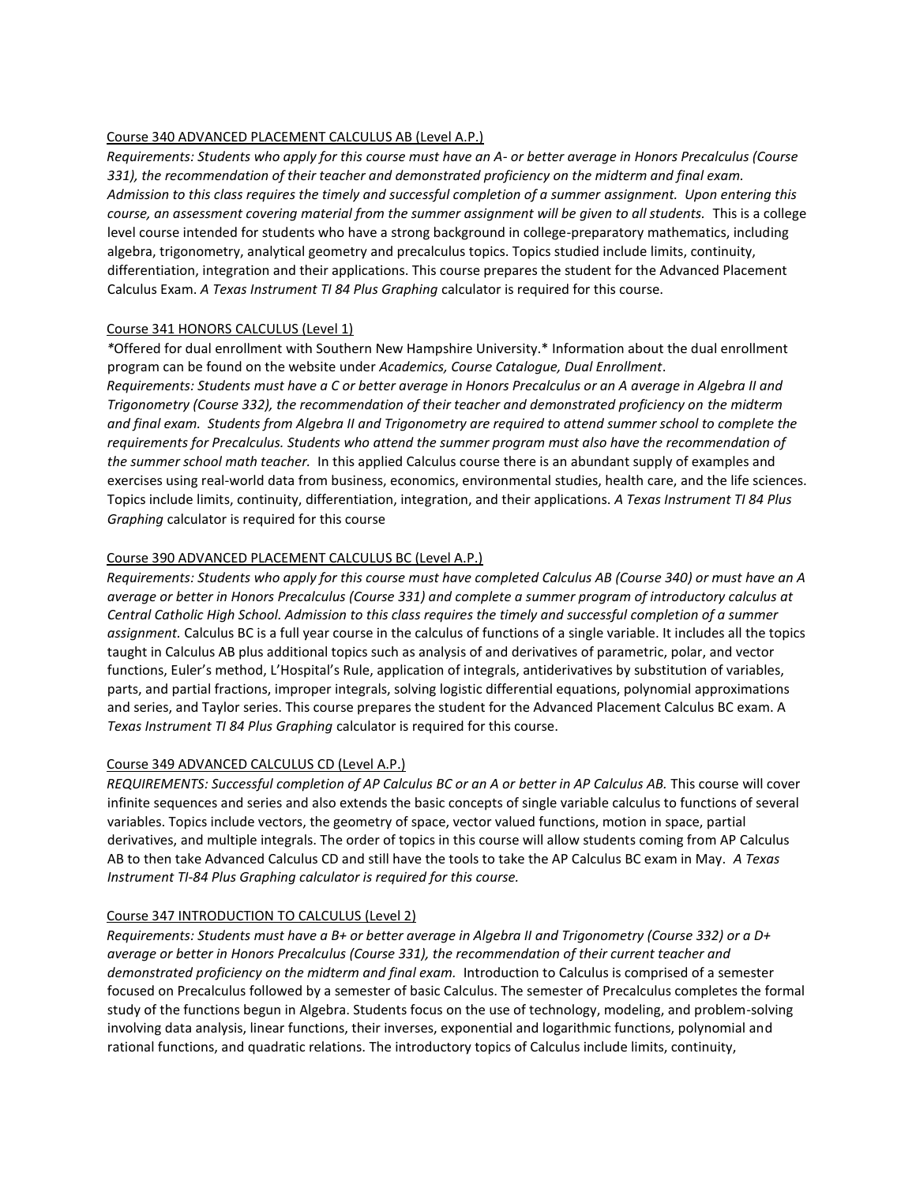<u>Course 340 ADVANCED PLACEMENT CALCULUS AB (Level A.P.)</u>

*Requirements: Students who apply for this course must have an A- or better average in Honors Precalculus (Course 331), the recommendation of their teacher and demonstrated proficiency on the midterm and final exam. Admission to this class requires the timely and successful completion of a summer assignment. Upon entering this course, an assessment covering material from the summer assignment will be given to all students.* This is a college level course intended for students who have a strong background in college-preparatory mathematics, including algebra, trigonometry, analytical geometry and precalculus topics. Topics studied include limits, continuity, differentiation, integration and their applications. This course prepares the student for the Advanced Placement Calculus Exam. *A Texas Instrument TI 84 Plus Graphing* calculator is required for this course.

<u>Course 341 HONORS CALCULUS (Level 1)</u>

*Offered for dual enrollment with Southern New Hampshire University.* Information about the dual enrollment program can be found on the website under *Academics, Course Catalogue, Dual Enrollment*.

*Requirements: Students must have a C or better average in Honors Precalculus or an A average in Algebra II and Trigonometry (Course 332), the recommendation of their teacher and demonstrated proficiency on the midterm and final exam. Students from Algebra II and Trigonometry are required to attend summer school to complete the requirements for Precalculus. Students who attend the summer program must also have the recommendation of the summer school math teacher.* In this applied Calculus course there is an abundant supply of examples and exercises using real-world data from business, economics, environmental studies, health care, and the life sciences. Topics include limits, continuity, differentiation, integration, and their applications. *A Texas Instrument TI 84 Plus Graphing* calculator is required for this course

<u>Course 390 ADVANCED PLACEMENT CALCULUS BC (Level A.P.)</u>

*Requirements: Students who apply for this course must have completed Calculus AB (Course 340) or must have an A average or better in Honors Precalculus (Course 331) and complete a summer program of introductory calculus at Central Catholic High School. Admission to this class requires the timely and successful completion of a summer assignment.* Calculus BC is a full year course in the calculus of functions of a single variable. It includes all the topics taught in Calculus AB plus additional topics such as analysis of and derivatives of parametric, polar, and vector functions, Euler's method, L'Hospital's Rule, application of integrals, antiderivatives by substitution of variables, parts, and partial fractions, improper integrals, solving logistic differential equations, polynomial approximations and series, and Taylor series. This course prepares the student for the Advanced Placement Calculus BC exam. A *Texas Instrument TI 84 Plus Graphing* calculator is required for this course.

<u>Course 349 ADVANCED CALCULUS CD (Level A.P.)</u>

*REQUIREMENTS: Successful completion of AP Calculus BC or an A or better in AP Calculus AB.* This course will cover infinite sequences and series and also extends the basic concepts of single variable calculus to functions of several variables. Topics include vectors, the geometry of space, vector valued functions, motion in space, partial derivatives, and multiple integrals. The order of topics in this course will allow students coming from AP Calculus AB to then take Advanced Calculus CD and still have the tools to take the AP Calculus BC exam in May. *A Texas Instrument TI-84 Plus Graphing calculator is required for this course.*

<u>Course 347 INTRODUCTION TO CALCULUS (Level 2)</u>

*Requirements: Students must have a B+ or better average in Algebra II and Trigonometry (Course 332) or a D+ average or better in Honors Precalculus (Course 331), the recommendation of their current teacher and demonstrated proficiency on the midterm and final exam.* Introduction to Calculus is comprised of a semester focused on Precalculus followed by a semester of basic Calculus. The semester of Precalculus completes the formal study of the functions begun in Algebra. Students focus on the use of technology, modeling, and problem-solving involving data analysis, linear functions, their inverses, exponential and logarithmic functions, polynomial and rational functions, and quadratic relations. The introductory topics of Calculus include limits, continuity,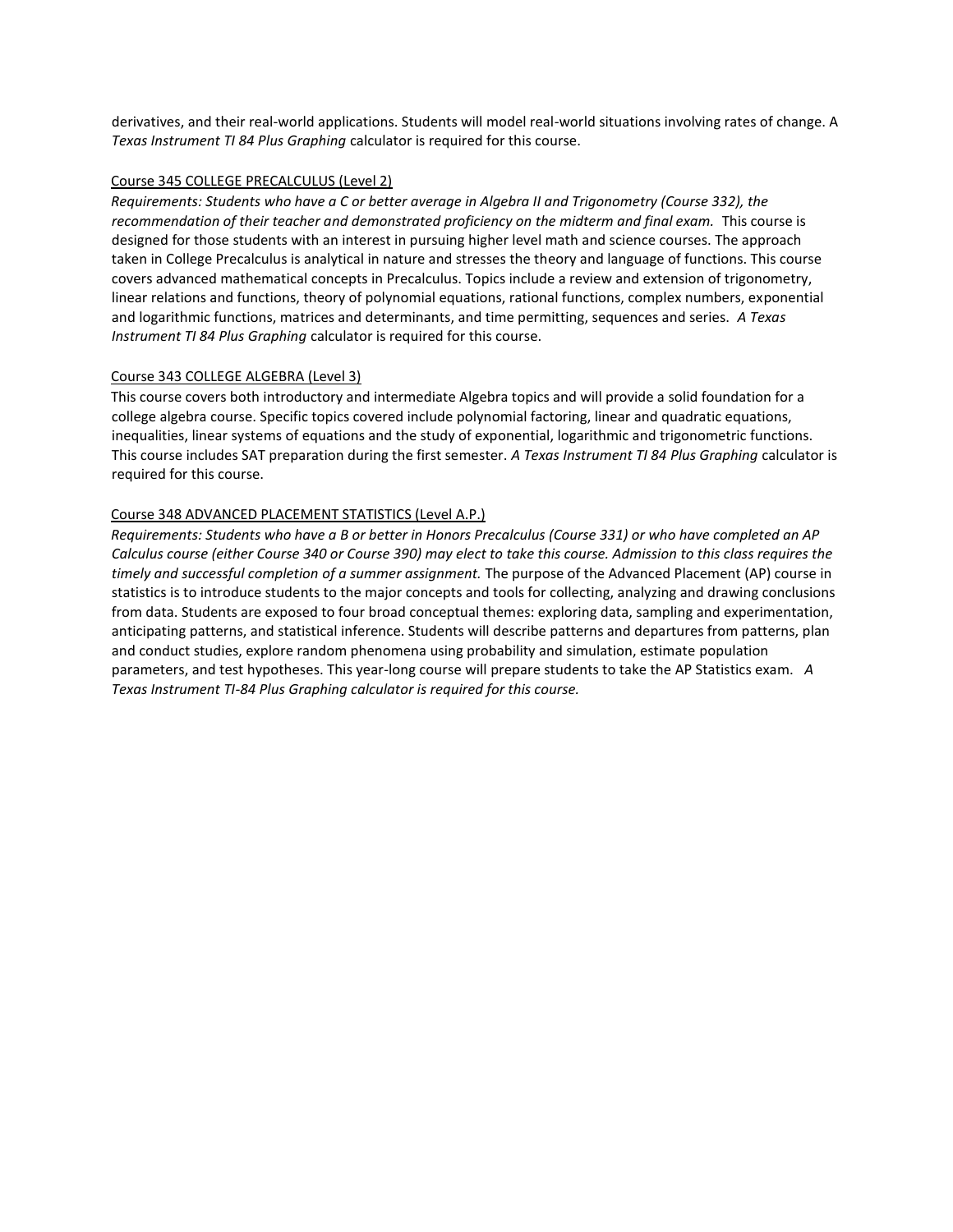derivatives, and their real-world applications. Students will model real-world situations involving rates of change. A *Texas Instrument TI 84 Plus Graphing* calculator is required for this course.

Course 345 COLLEGE PRECALCULUS (Level 2)

*Requirements: Students who have a C or better average in Algebra II and Trigonometry (Course 332), the recommendation of their teacher and demonstrated proficiency on the midterm and final exam.* This course is designed for those students with an interest in pursuing higher level math and science courses. The approach taken in College Precalculus is analytical in nature and stresses the theory and language of functions. This course covers advanced mathematical concepts in Precalculus. Topics include a review and extension of trigonometry, linear relations and functions, theory of polynomial equations, rational functions, complex numbers, exponential and logarithmic functions, matrices and determinants, and time permitting, sequences and series. *A Texas Instrument TI 84 Plus Graphing* calculator is required for this course.

Course 343 COLLEGE ALGEBRA (Level 3)

This course covers both introductory and intermediate Algebra topics and will provide a solid foundation for a college algebra course. Specific topics covered include polynomial factoring, linear and quadratic equations, inequalities, linear systems of equations and the study of exponential, logarithmic and trigonometric functions. This course includes SAT preparation during the first semester. *A Texas Instrument TI 84 Plus Graphing* calculator is required for this course.

Course 348 ADVANCED PLACEMENT STATISTICS (Level A.P.)

*Requirements: Students who have a B or better in Honors Precalculus (Course 331) or who have completed an AP Calculus course (either Course 340 or Course 390) may elect to take this course. Admission to this class requires the timely and successful completion of a summer assignment.* The purpose of the Advanced Placement (AP) course in statistics is to introduce students to the major concepts and tools for collecting, analyzing and drawing conclusions from data. Students are exposed to four broad conceptual themes: exploring data, sampling and experimentation, anticipating patterns, and statistical inference. Students will describe patterns and departures from patterns, plan and conduct studies, explore random phenomena using probability and simulation, estimate population parameters, and test hypotheses. This year-long course will prepare students to take the AP Statistics exam. *A Texas Instrument TI-84 Plus Graphing calculator is required for this course.*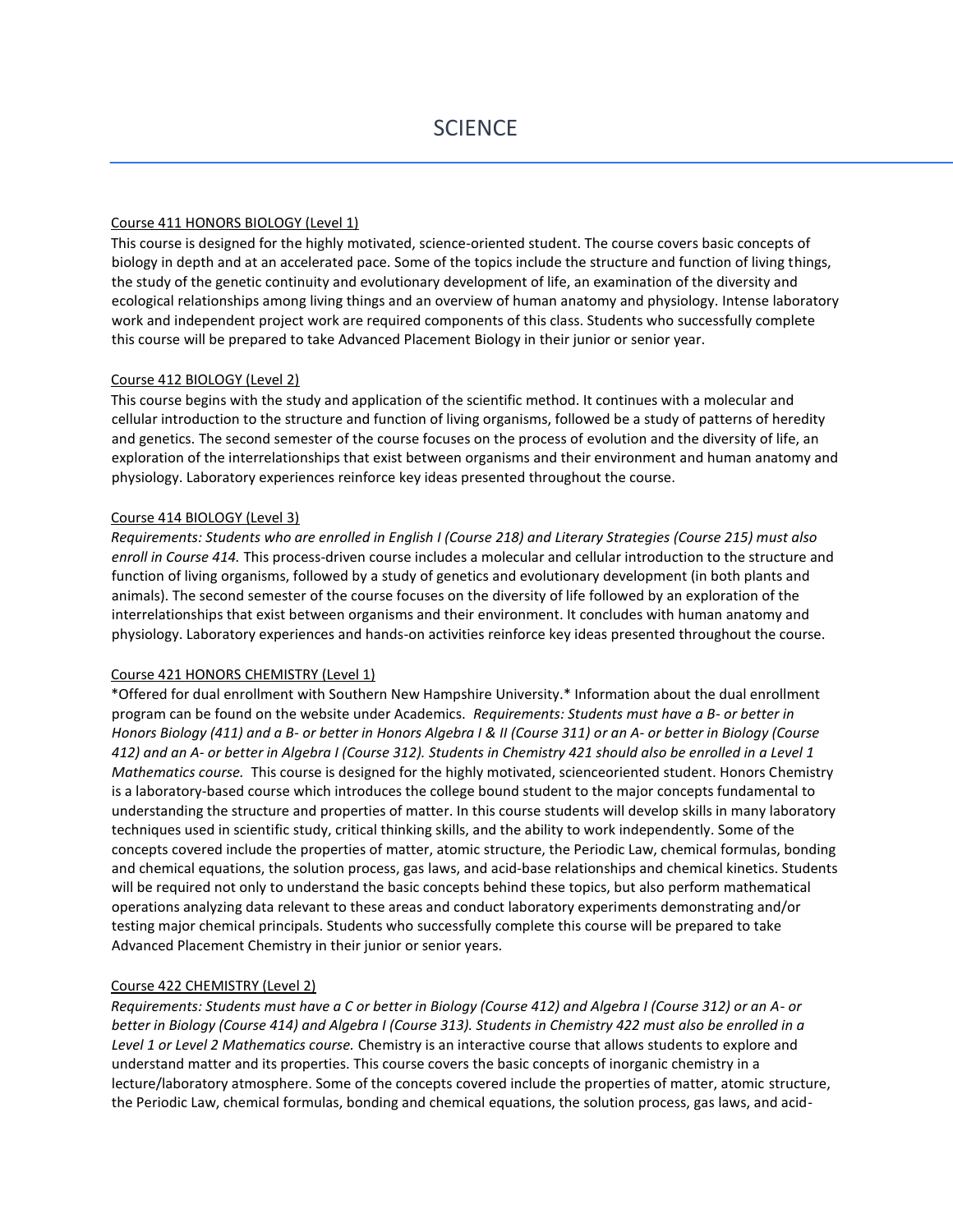# SCIENCE

<u>Course 411 HONORS BIOLOGY (Level 1)</u>

This course is designed for the highly motivated, science-oriented student. The course covers basic concepts of biology in depth and at an accelerated pace. Some of the topics include the structure and function of living things, the study of the genetic continuity and evolutionary development of life, an examination of the diversity and ecological relationships among living things and an overview of human anatomy and physiology. Intense laboratory work and independent project work are required components of this class. Students who successfully complete this course will be prepared to take Advanced Placement Biology in their junior or senior year.

<u>Course 412 BIOLOGY (Level 2)</u>

This course begins with the study and application of the scientific method. It continues with a molecular and cellular introduction to the structure and function of living organisms, followed be a study of patterns of heredity and genetics. The second semester of the course focuses on the process of evolution and the diversity of life, an exploration of the interrelationships that exist between organisms and their environment and human anatomy and physiology. Laboratory experiences reinforce key ideas presented throughout the course.

<u>Course 414 BIOLOGY (Level 3)</u>

*Requirements: Students who are enrolled in English I (Course 218) and Literary Strategies (Course 215) must also enroll in Course 414.* This process-driven course includes a molecular and cellular introduction to the structure and function of living organisms, followed by a study of genetics and evolutionary development (in both plants and animals). The second semester of the course focuses on the diversity of life followed by an exploration of the interrelationships that exist between organisms and their environment. It concludes with human anatomy and physiology. Laboratory experiences and hands-on activities reinforce key ideas presented throughout the course.

<u>Course 421 HONORS CHEMISTRY (Level 1)</u>

*Offered for dual enrollment with Southern New Hampshire University.* Information about the dual enrollment program can be found on the website under Academics. *Requirements: Students must have a B- or better in Honors Biology (411) and a B- or better in Honors Algebra I & II (Course 311) or an A- or better in Biology (Course 412) and an A- or better in Algebra I (Course 312). Students in Chemistry 421 should also be enrolled in a Level 1 Mathematics course.* This course is designed for the highly motivated, scienceoriented student. Honors Chemistry is a laboratory-based course which introduces the college bound student to the major concepts fundamental to understanding the structure and properties of matter. In this course students will develop skills in many laboratory techniques used in scientific study, critical thinking skills, and the ability to work independently. Some of the concepts covered include the properties of matter, atomic structure, the Periodic Law, chemical formulas, bonding and chemical equations, the solution process, gas laws, and acid-base relationships and chemical kinetics. Students will be required not only to understand the basic concepts behind these topics, but also perform mathematical operations analyzing data relevant to these areas and conduct laboratory experiments demonstrating and/or testing major chemical principals. Students who successfully complete this course will be prepared to take Advanced Placement Chemistry in their junior or senior years.

<u>Course 422 CHEMISTRY (Level 2)</u>

*Requirements: Students must have a C or better in Biology (Course 412) and Algebra I (Course 312) or an A- or better in Biology (Course 414) and Algebra I (Course 313). Students in Chemistry 422 must also be enrolled in a Level 1 or Level 2 Mathematics course.* Chemistry is an interactive course that allows students to explore and understand matter and its properties. This course covers the basic concepts of inorganic chemistry in a lecture/laboratory atmosphere. Some of the concepts covered include the properties of matter, atomic structure, the Periodic Law, chemical formulas, bonding and chemical equations, the solution process, gas laws, and acid-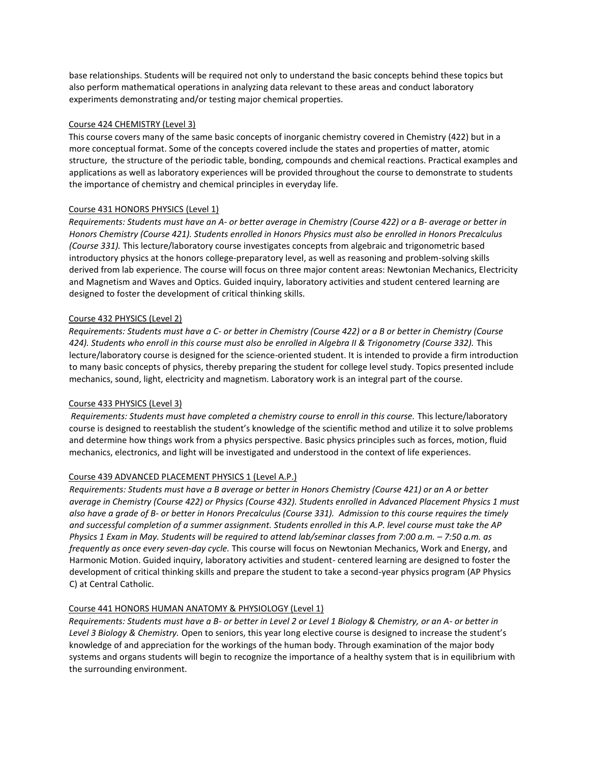base relationships. Students will be required not only to understand the basic concepts behind these topics but also perform mathematical operations in analyzing data relevant to these areas and conduct laboratory experiments demonstrating and/or testing major chemical properties.

## Course 424 CHEMISTRY (Level 3)

This course covers many of the same basic concepts of inorganic chemistry covered in Chemistry (422) but in a more conceptual format. Some of the concepts covered include the states and properties of matter, atomic structure, the structure of the periodic table, bonding, compounds and chemical reactions. Practical examples and applications as well as laboratory experiences will be provided throughout the course to demonstrate to students the importance of chemistry and chemical principles in everyday life.

## Course 431 HONORS PHYSICS (Level 1)

*Requirements: Students must have an A- or better average in Chemistry (Course 422) or a B- average or better in Honors Chemistry (Course 421). Students enrolled in Honors Physics must also be enrolled in Honors Precalculus (Course 331).* This lecture/laboratory course investigates concepts from algebraic and trigonometric based introductory physics at the honors college-preparatory level, as well as reasoning and problem-solving skills derived from lab experience. The course will focus on three major content areas: Newtonian Mechanics, Electricity and Magnetism and Waves and Optics. Guided inquiry, laboratory activities and student centered learning are designed to foster the development of critical thinking skills.

## Course 432 PHYSICS (Level 2)

*Requirements: Students must have a C- or better in Chemistry (Course 422) or a B or better in Chemistry (Course 424). Students who enroll in this course must also be enrolled in Algebra II & Trigonometry (Course 332).* This lecture/laboratory course is designed for the science-oriented student. It is intended to provide a firm introduction to many basic concepts of physics, thereby preparing the student for college level study. Topics presented include mechanics, sound, light, electricity and magnetism. Laboratory work is an integral part of the course.

## Course 433 PHYSICS (Level 3)

*Requirements: Students must have completed a chemistry course to enroll in this course.* This lecture/laboratory course is designed to reestablish the student's knowledge of the scientific method and utilize it to solve problems and determine how things work from a physics perspective. Basic physics principles such as forces, motion, fluid mechanics, electronics, and light will be investigated and understood in the context of life experiences.

## Course 439 ADVANCED PLACEMENT PHYSICS 1 (Level A.P.)

*Requirements: Students must have a B average or better in Honors Chemistry (Course 421) or an A or better average in Chemistry (Course 422) or Physics (Course 432). Students enrolled in Advanced Placement Physics 1 must also have a grade of B- or better in Honors Precalculus (Course 331). Admission to this course requires the timely and successful completion of a summer assignment. Students enrolled in this A.P. level course must take the AP Physics 1 Exam in May. Students will be required to attend lab/seminar classes from 7:00 a.m. – 7:50 a.m. as frequently as once every seven-day cycle.* This course will focus on Newtonian Mechanics, Work and Energy, and Harmonic Motion. Guided inquiry, laboratory activities and student- centered learning are designed to foster the development of critical thinking skills and prepare the student to take a second-year physics program (AP Physics C) at Central Catholic.

## Course 441 HONORS HUMAN ANATOMY & PHYSIOLOGY (Level 1)

*Requirements: Students must have a B- or better in Level 2 or Level 1 Biology & Chemistry, or an A- or better in Level 3 Biology & Chemistry.* Open to seniors, this year long elective course is designed to increase the student's knowledge of and appreciation for the workings of the human body. Through examination of the major body systems and organs students will begin to recognize the importance of a healthy system that is in equilibrium with the surrounding environment.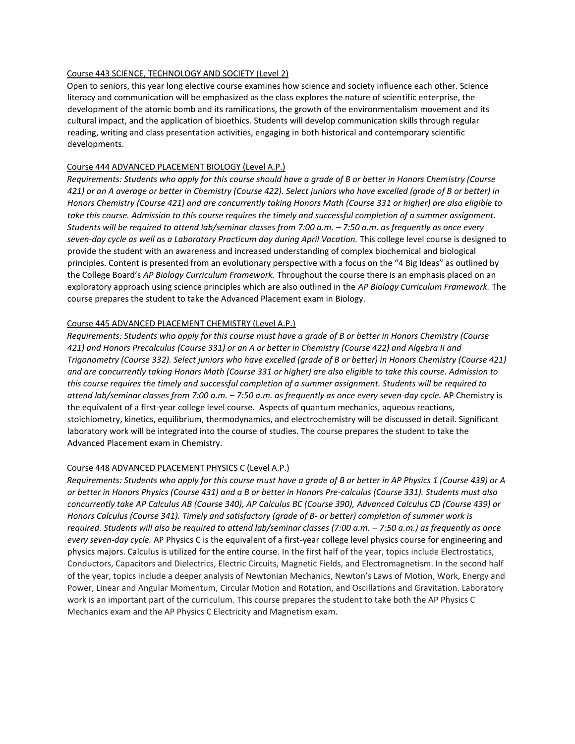Course 443 SCIENCE, TECHNOLOGY AND SOCIETY (Level 2)

Open to seniors, this year long elective course examines how science and society influence each other. Science literacy and communication will be emphasized as the class explores the nature of scientific enterprise, the development of the atomic bomb and its ramifications, the growth of the environmentalism movement and its cultural impact, and the application of bioethics. Students will develop communication skills through regular reading, writing and class presentation activities, engaging in both historical and contemporary scientific developments.

Course 444 ADVANCED PLACEMENT BIOLOGY (Level A.P.)

*Requirements: Students who apply for this course should have a grade of B or better in Honors Chemistry (Course 421) or an A average or better in Chemistry (Course 422). Select juniors who have excelled (grade of B or better) in Honors Chemistry (Course 421) and are concurrently taking Honors Math (Course 331 or higher) are also eligible to take this course. Admission to this course requires the timely and successful completion of a summer assignment. Students will be required to attend lab/seminar classes from 7:00 a.m. – 7:50 a.m. as frequently as once every seven-day cycle as well as a Laboratory Practicum day during April Vacation.* This college level course is designed to provide the student with an awareness and increased understanding of complex biochemical and biological principles. Content is presented from an evolutionary perspective with a focus on the "4 Big Ideas" as outlined by the College Board's *AP Biology Curriculum Framework.* Throughout the course there is an emphasis placed on an exploratory approach using science principles which are also outlined in the *AP Biology Curriculum Framework.* The course prepares the student to take the Advanced Placement exam in Biology.

Course 445 ADVANCED PLACEMENT CHEMISTRY (Level A.P.)

*Requirements: Students who apply for this course must have a grade of B or better in Honors Chemistry (Course 421) and Honors Precalculus (Course 331) or an A or better in Chemistry (Course 422) and Algebra II and Trigonometry (Course 332). Select juniors who have excelled (grade of B or better) in Honors Chemistry (Course 421) and are concurrently taking Honors Math (Course 331 or higher) are also eligible to take this course. Admission to this course requires the timely and successful completion of a summer assignment. Students will be required to attend lab/seminar classes from 7:00 a.m. – 7:50 a.m. as frequently as once every seven-day cycle.* AP Chemistry is the equivalent of a first-year college level course. Aspects of quantum mechanics, aqueous reactions, stoichiometry, kinetics, equilibrium, thermodynamics, and electrochemistry will be discussed in detail. Significant laboratory work will be integrated into the course of studies. The course prepares the student to take the Advanced Placement exam in Chemistry.

Course 448 ADVANCED PLACEMENT PHYSICS C (Level A.P.)

*Requirements: Students who apply for this course must have a grade of B or better in AP Physics 1 (Course 439) or A or better in Honors Physics (Course 431) and a B or better in Honors Pre-calculus (Course 331). Students must also concurrently take AP Calculus AB (Course 340), AP Calculus BC (Course 390), Advanced Calculus CD (Course 439) or Honors Calculus (Course 341). Timely and satisfactory (grade of B- or better) completion of summer work is required. Students will also be required to attend lab/seminar classes (7:00 a.m. – 7:50 a.m.) as frequently as once every seven-day cycle.* AP Physics C is the equivalent of a first-year college level physics course for engineering and physics majors. Calculus is utilized for the entire course. In the first half of the year, topics include Electrostatics, Conductors, Capacitors and Dielectrics, Electric Circuits, Magnetic Fields, and Electromagnetism. In the second half of the year, topics include a deeper analysis of Newtonian Mechanics, Newton's Laws of Motion, Work, Energy and Power, Linear and Angular Momentum, Circular Motion and Rotation, and Oscillations and Gravitation. Laboratory work is an important part of the curriculum. This course prepares the student to take both the AP Physics C Mechanics exam and the AP Physics C Electricity and Magnetism exam.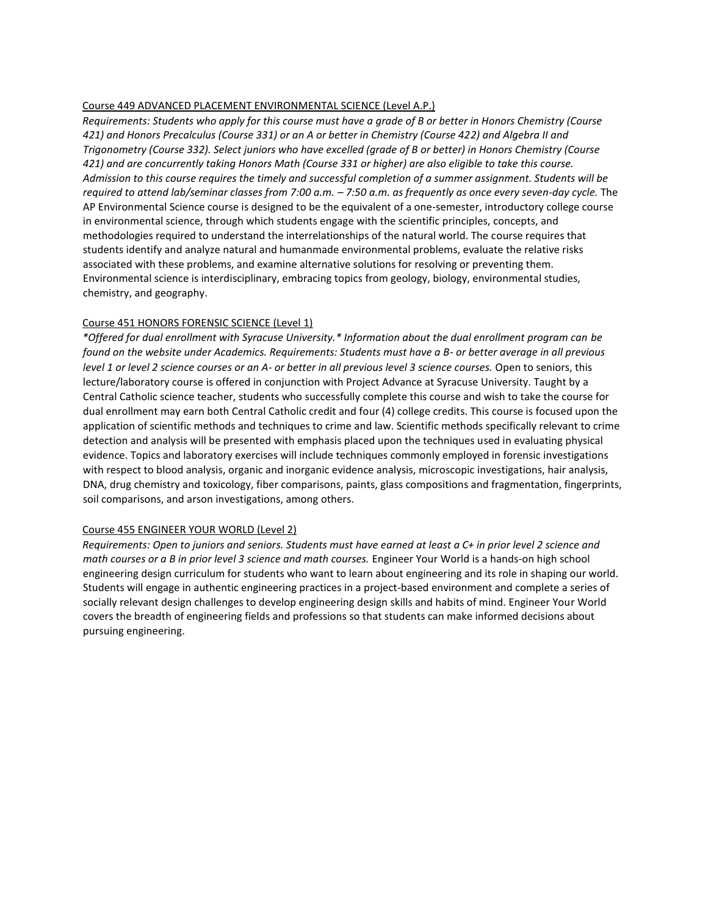Course 449 ADVANCED PLACEMENT ENVIRONMENTAL SCIENCE (Level A.P.)

*Requirements: Students who apply for this course must have a grade of B or better in Honors Chemistry (Course 421) and Honors Precalculus (Course 331) or an A or better in Chemistry (Course 422) and Algebra II and Trigonometry (Course 332). Select juniors who have excelled (grade of B or better) in Honors Chemistry (Course 421) and are concurrently taking Honors Math (Course 331 or higher) are also eligible to take this course. Admission to this course requires the timely and successful completion of a summer assignment. Students will be required to attend lab/seminar classes from 7:00 a.m. – 7:50 a.m. as frequently as once every seven-day cycle.* The AP Environmental Science course is designed to be the equivalent of a one-semester, introductory college course in environmental science, through which students engage with the scientific principles, concepts, and methodologies required to understand the interrelationships of the natural world. The course requires that students identify and analyze natural and humanmade environmental problems, evaluate the relative risks associated with these problems, and examine alternative solutions for resolving or preventing them. Environmental science is interdisciplinary, embracing topics from geology, biology, environmental studies, chemistry, and geography.

Course 451 HONORS FORENSIC SCIENCE (Level 1)

*\*Offered for dual enrollment with Syracuse University.\* Information about the dual enrollment program can be found on the website under Academics. Requirements: Students must have a B- or better average in all previous level 1 or level 2 science courses or an A- or better in all previous level 3 science courses.* Open to seniors, this lecture/laboratory course is offered in conjunction with Project Advance at Syracuse University. Taught by a Central Catholic science teacher, students who successfully complete this course and wish to take the course for dual enrollment may earn both Central Catholic credit and four (4) college credits. This course is focused upon the application of scientific methods and techniques to crime and law. Scientific methods specifically relevant to crime detection and analysis will be presented with emphasis placed upon the techniques used in evaluating physical evidence. Topics and laboratory exercises will include techniques commonly employed in forensic investigations with respect to blood analysis, organic and inorganic evidence analysis, microscopic investigations, hair analysis, DNA, drug chemistry and toxicology, fiber comparisons, paints, glass compositions and fragmentation, fingerprints, soil comparisons, and arson investigations, among others.

Course 455 ENGINEER YOUR WORLD (Level 2)

*Requirements: Open to juniors and seniors. Students must have earned at least a C+ in prior level 2 science and math courses or a B in prior level 3 science and math courses.* Engineer Your World is a hands-on high school engineering design curriculum for students who want to learn about engineering and its role in shaping our world. Students will engage in authentic engineering practices in a project-based environment and complete a series of socially relevant design challenges to develop engineering design skills and habits of mind. Engineer Your World covers the breadth of engineering fields and professions so that students can make informed decisions about pursuing engineering.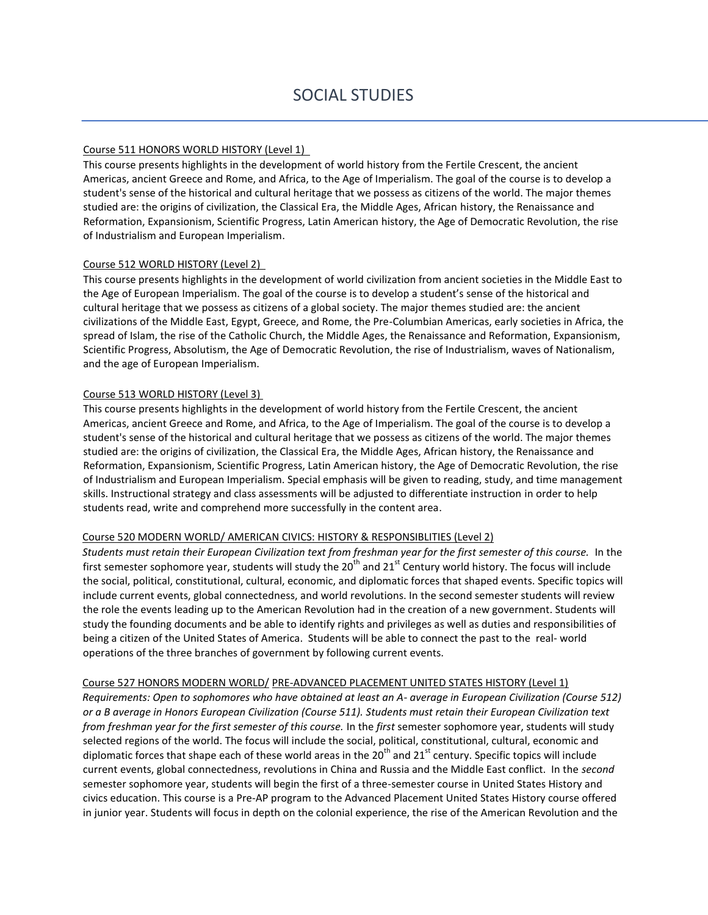# SOCIAL STUDIES

Course 511 HONORS WORLD HISTORY (Level 1)

This course presents highlights in the development of world history from the Fertile Crescent, the ancient Americas, ancient Greece and Rome, and Africa, to the Age of Imperialism. The goal of the course is to develop a student's sense of the historical and cultural heritage that we possess as citizens of the world. The major themes studied are: the origins of civilization, the Classical Era, the Middle Ages, African history, the Renaissance and Reformation, Expansionism, Scientific Progress, Latin American history, the Age of Democratic Revolution, the rise of Industrialism and European Imperialism.

Course 512 WORLD HISTORY (Level 2)

This course presents highlights in the development of world civilization from ancient societies in the Middle East to the Age of European Imperialism. The goal of the course is to develop a student's sense of the historical and cultural heritage that we possess as citizens of a global society. The major themes studied are: the ancient civilizations of the Middle East, Egypt, Greece, and Rome, the Pre-Columbian Americas, early societies in Africa, the spread of Islam, the rise of the Catholic Church, the Middle Ages, the Renaissance and Reformation, Expansionism, Scientific Progress, Absolutism, the Age of Democratic Revolution, the rise of Industrialism, waves of Nationalism, and the age of European Imperialism.

Course 513 WORLD HISTORY (Level 3)

This course presents highlights in the development of world history from the Fertile Crescent, the ancient Americas, ancient Greece and Rome, and Africa, to the Age of Imperialism. The goal of the course is to develop a student's sense of the historical and cultural heritage that we possess as citizens of the world. The major themes studied are: the origins of civilization, the Classical Era, the Middle Ages, African history, the Renaissance and Reformation, Expansionism, Scientific Progress, Latin American history, the Age of Democratic Revolution, the rise of Industrialism and European Imperialism. Special emphasis will be given to reading, study, and time management skills. Instructional strategy and class assessments will be adjusted to differentiate instruction in order to help students read, write and comprehend more successfully in the content area.

Course 520 MODERN WORLD/ AMERICAN CIVICS: HISTORY & RESPONSIBLITIES (Level 2)

*Students must retain their European Civilization text from freshman year for the first semester of this course.* In the first semester sophomore year, students will study the 20th and 21st Century world history. The focus will include the social, political, constitutional, cultural, economic, and diplomatic forces that shaped events. Specific topics will include current events, global connectedness, and world revolutions. In the second semester students will review the role the events leading up to the American Revolution had in the creation of a new government. Students will study the founding documents and be able to identify rights and privileges as well as duties and responsibilities of being a citizen of the United States of America. Students will be able to connect the past to the real- world operations of the three branches of government by following current events.

Course 527 HONORS MODERN WORLD/ PRE-ADVANCED PLACEMENT UNITED STATES HISTORY (Level 1)

*Requirements: Open to sophomores who have obtained at least an A- average in European Civilization (Course 512) or a B average in Honors European Civilization (Course 511). Students must retain their European Civilization text from freshman year for the first semester of this course.* In the *first* semester sophomore year, students will study selected regions of the world. The focus will include the social, political, constitutional, cultural, economic and diplomatic forces that shape each of these world areas in the 20th and 21st century. Specific topics will include current events, global connectedness, revolutions in China and Russia and the Middle East conflict. In the *second* semester sophomore year, students will begin the first of a three-semester course in United States History and civics education. This course is a Pre-AP program to the Advanced Placement United States History course offered in junior year. Students will focus in depth on the colonial experience, the rise of the American Revolution and the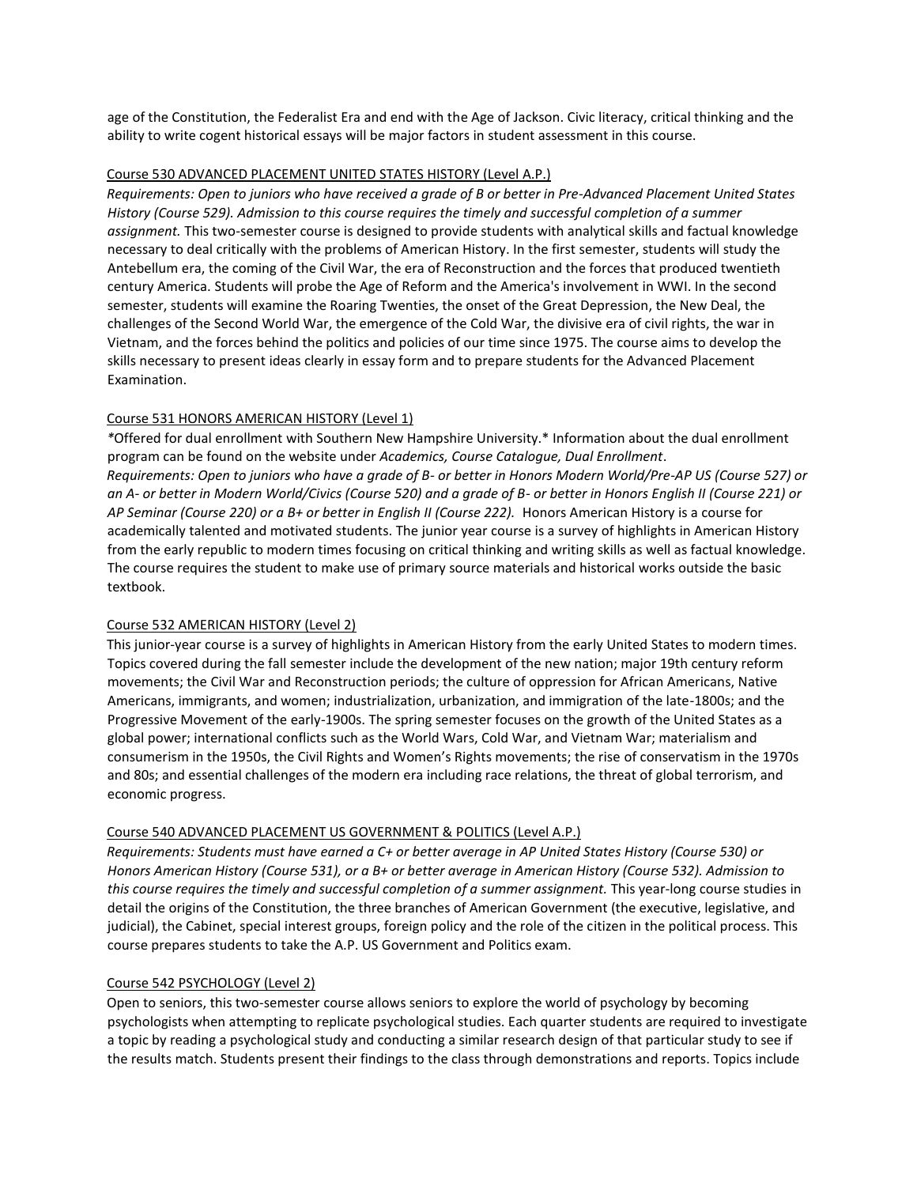age of the Constitution, the Federalist Era and end with the Age of Jackson. Civic literacy, critical thinking and the ability to write cogent historical essays will be major factors in student assessment in this course.

<u>Course 530 ADVANCED PLACEMENT UNITED STATES HISTORY (Level A.P.)</u>

*Requirements: Open to juniors who have received a grade of B or better in Pre-Advanced Placement United States History (Course 529). Admission to this course requires the timely and successful completion of a summer assignment.* This two-semester course is designed to provide students with analytical skills and factual knowledge necessary to deal critically with the problems of American History. In the first semester, students will study the Antebellum era, the coming of the Civil War, the era of Reconstruction and the forces that produced twentieth century America. Students will probe the Age of Reform and the America's involvement in WWI. In the second semester, students will examine the Roaring Twenties, the onset of the Great Depression, the New Deal, the challenges of the Second World War, the emergence of the Cold War, the divisive era of civil rights, the war in Vietnam, and the forces behind the politics and policies of our time since 1975. The course aims to develop the skills necessary to present ideas clearly in essay form and to prepare students for the Advanced Placement Examination.

<u>Course 531 HONORS AMERICAN HISTORY (Level 1)</u>

*Offered for dual enrollment with Southern New Hampshire University.* Information about the dual enrollment program can be found on the website under *Academics, Course Catalogue, Dual Enrollment*.
*Requirements: Open to juniors who have a grade of B- or better in Honors Modern World/Pre-AP US (Course 527) or an A- or better in Modern World/Civics (Course 520) and a grade of B- or better in Honors English II (Course 221) or AP Seminar (Course 220) or a B+ or better in English II (Course 222).* Honors American History is a course for academically talented and motivated students. The junior year course is a survey of highlights in American History from the early republic to modern times focusing on critical thinking and writing skills as well as factual knowledge. The course requires the student to make use of primary source materials and historical works outside the basic textbook.

<u>Course 532 AMERICAN HISTORY (Level 2)</u>

This junior-year course is a survey of highlights in American History from the early United States to modern times. Topics covered during the fall semester include the development of the new nation; major 19th century reform movements; the Civil War and Reconstruction periods; the culture of oppression for African Americans, Native Americans, immigrants, and women; industrialization, urbanization, and immigration of the late-1800s; and the Progressive Movement of the early-1900s. The spring semester focuses on the growth of the United States as a global power; international conflicts such as the World Wars, Cold War, and Vietnam War; materialism and consumerism in the 1950s, the Civil Rights and Women's Rights movements; the rise of conservatism in the 1970s and 80s; and essential challenges of the modern era including race relations, the threat of global terrorism, and economic progress.

<u>Course 540 ADVANCED PLACEMENT US GOVERNMENT & POLITICS (Level A.P.)</u>

*Requirements: Students must have earned a C+ or better average in AP United States History (Course 530) or Honors American History (Course 531), or a B+ or better average in American History (Course 532). Admission to this course requires the timely and successful completion of a summer assignment.* This year-long course studies in detail the origins of the Constitution, the three branches of American Government (the executive, legislative, and judicial), the Cabinet, special interest groups, foreign policy and the role of the citizen in the political process. This course prepares students to take the A.P. US Government and Politics exam.

<u>Course 542 PSYCHOLOGY (Level 2)</u>

Open to seniors, this two-semester course allows seniors to explore the world of psychology by becoming psychologists when attempting to replicate psychological studies. Each quarter students are required to investigate a topic by reading a psychological study and conducting a similar research design of that particular study to see if the results match. Students present their findings to the class through demonstrations and reports. Topics include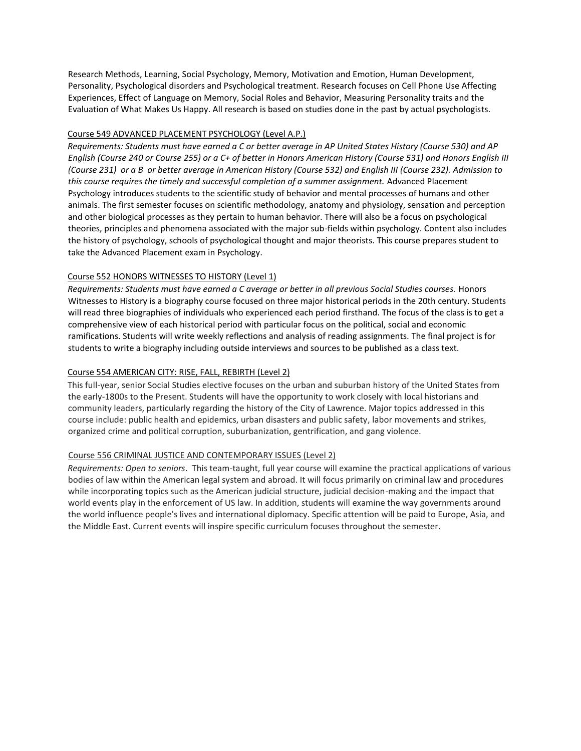Research Methods, Learning, Social Psychology, Memory, Motivation and Emotion, Human Development, Personality, Psychological disorders and Psychological treatment. Research focuses on Cell Phone Use Affecting Experiences, Effect of Language on Memory, Social Roles and Behavior, Measuring Personality traits and the Evaluation of What Makes Us Happy. All research is based on studies done in the past by actual psychologists.

Course 549 ADVANCED PLACEMENT PSYCHOLOGY (Level A.P.)

*Requirements: Students must have earned a C or better average in AP United States History (Course 530) and AP English (Course 240 or Course 255) or a C+ of better in Honors American History (Course 531) and Honors English III (Course 231) or a B or better average in American History (Course 532) and English III (Course 232). Admission to this course requires the timely and successful completion of a summer assignment.* Advanced Placement Psychology introduces students to the scientific study of behavior and mental processes of humans and other animals. The first semester focuses on scientific methodology, anatomy and physiology, sensation and perception and other biological processes as they pertain to human behavior. There will also be a focus on psychological theories, principles and phenomena associated with the major sub-fields within psychology. Content also includes the history of psychology, schools of psychological thought and major theorists. This course prepares student to take the Advanced Placement exam in Psychology.

Course 552 HONORS WITNESSES TO HISTORY (Level 1)

*Requirements: Students must have earned a C average or better in all previous Social Studies courses.* Honors Witnesses to History is a biography course focused on three major historical periods in the 20th century. Students will read three biographies of individuals who experienced each period firsthand. The focus of the class is to get a comprehensive view of each historical period with particular focus on the political, social and economic ramifications. Students will write weekly reflections and analysis of reading assignments. The final project is for students to write a biography including outside interviews and sources to be published as a class text.

Course 554 AMERICAN CITY: RISE, FALL, REBIRTH (Level 2)

This full-year, senior Social Studies elective focuses on the urban and suburban history of the United States from the early-1800s to the Present. Students will have the opportunity to work closely with local historians and community leaders, particularly regarding the history of the City of Lawrence. Major topics addressed in this course include: public health and epidemics, urban disasters and public safety, labor movements and strikes, organized crime and political corruption, suburbanization, gentrification, and gang violence.

Course 556 CRIMINAL JUSTICE AND CONTEMPORARY ISSUES (Level 2)

*Requirements: Open to seniors*. This team-taught, full year course will examine the practical applications of various bodies of law within the American legal system and abroad. It will focus primarily on criminal law and procedures while incorporating topics such as the American judicial structure, judicial decision-making and the impact that world events play in the enforcement of US law. In addition, students will examine the way governments around the world influence people's lives and international diplomacy. Specific attention will be paid to Europe, Asia, and the Middle East. Current events will inspire specific curriculum focuses throughout the semester.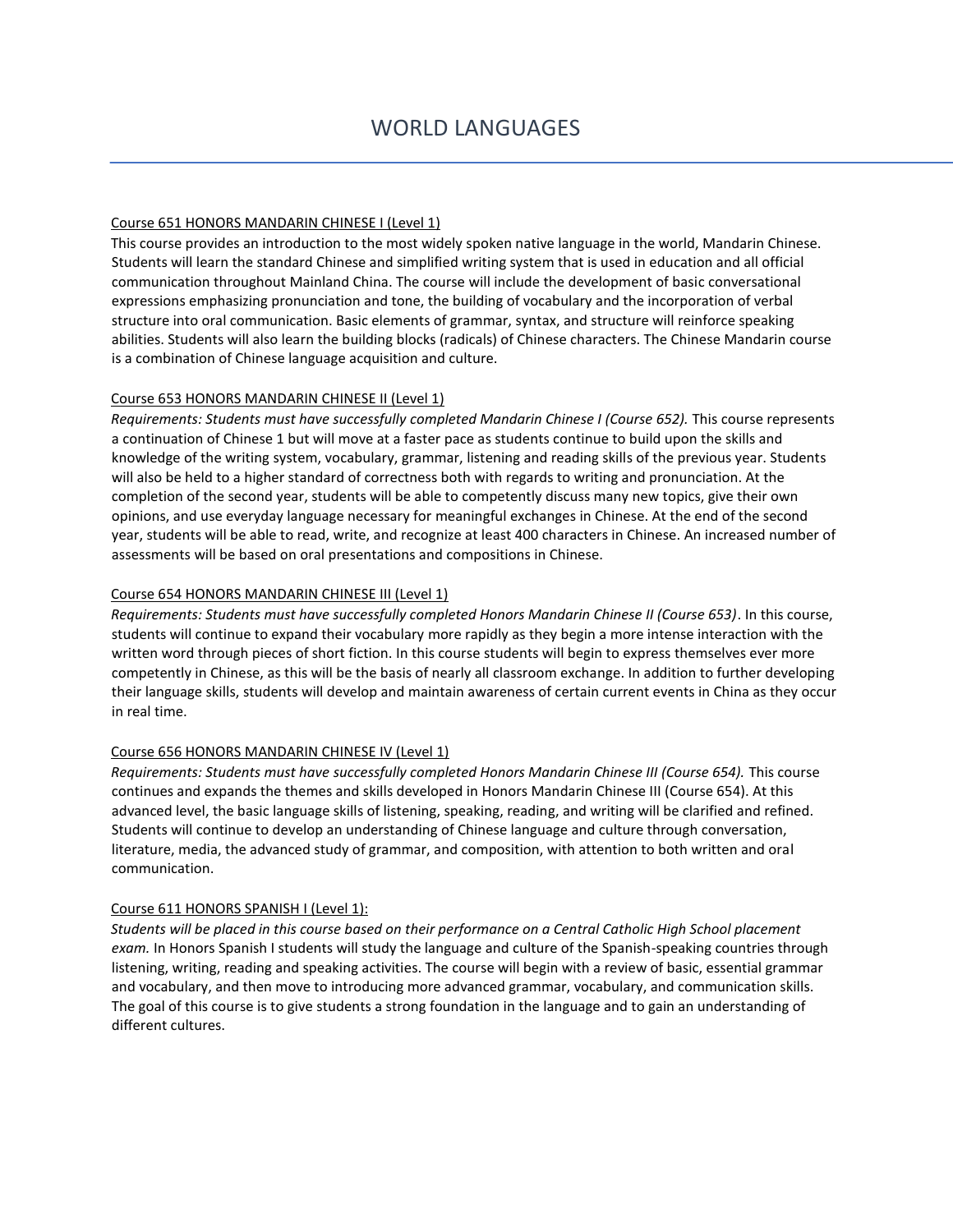# WORLD LANGUAGES

Course 651 HONORS MANDARIN CHINESE I (Level 1)

This course provides an introduction to the most widely spoken native language in the world, Mandarin Chinese. Students will learn the standard Chinese and simplified writing system that is used in education and all official communication throughout Mainland China. The course will include the development of basic conversational expressions emphasizing pronunciation and tone, the building of vocabulary and the incorporation of verbal structure into oral communication. Basic elements of grammar, syntax, and structure will reinforce speaking abilities. Students will also learn the building blocks (radicals) of Chinese characters. The Chinese Mandarin course is a combination of Chinese language acquisition and culture.

Course 653 HONORS MANDARIN CHINESE II (Level 1)

*Requirements: Students must have successfully completed Mandarin Chinese I (Course 652).* This course represents a continuation of Chinese 1 but will move at a faster pace as students continue to build upon the skills and knowledge of the writing system, vocabulary, grammar, listening and reading skills of the previous year. Students will also be held to a higher standard of correctness both with regards to writing and pronunciation. At the completion of the second year, students will be able to competently discuss many new topics, give their own opinions, and use everyday language necessary for meaningful exchanges in Chinese. At the end of the second year, students will be able to read, write, and recognize at least 400 characters in Chinese. An increased number of assessments will be based on oral presentations and compositions in Chinese.

Course 654 HONORS MANDARIN CHINESE III (Level 1)

*Requirements: Students must have successfully completed Honors Mandarin Chinese II (Course 653)*. In this course, students will continue to expand their vocabulary more rapidly as they begin a more intense interaction with the written word through pieces of short fiction. In this course students will begin to express themselves ever more competently in Chinese, as this will be the basis of nearly all classroom exchange. In addition to further developing their language skills, students will develop and maintain awareness of certain current events in China as they occur in real time.

Course 656 HONORS MANDARIN CHINESE IV (Level 1)

*Requirements: Students must have successfully completed Honors Mandarin Chinese III (Course 654).* This course continues and expands the themes and skills developed in Honors Mandarin Chinese III (Course 654). At this advanced level, the basic language skills of listening, speaking, reading, and writing will be clarified and refined. Students will continue to develop an understanding of Chinese language and culture through conversation, literature, media, the advanced study of grammar, and composition, with attention to both written and oral communication.

Course 611 HONORS SPANISH I (Level 1):

*Students will be placed in this course based on their performance on a Central Catholic High School placement exam.* In Honors Spanish I students will study the language and culture of the Spanish-speaking countries through listening, writing, reading and speaking activities. The course will begin with a review of basic, essential grammar and vocabulary, and then move to introducing more advanced grammar, vocabulary, and communication skills. The goal of this course is to give students a strong foundation in the language and to gain an understanding of different cultures.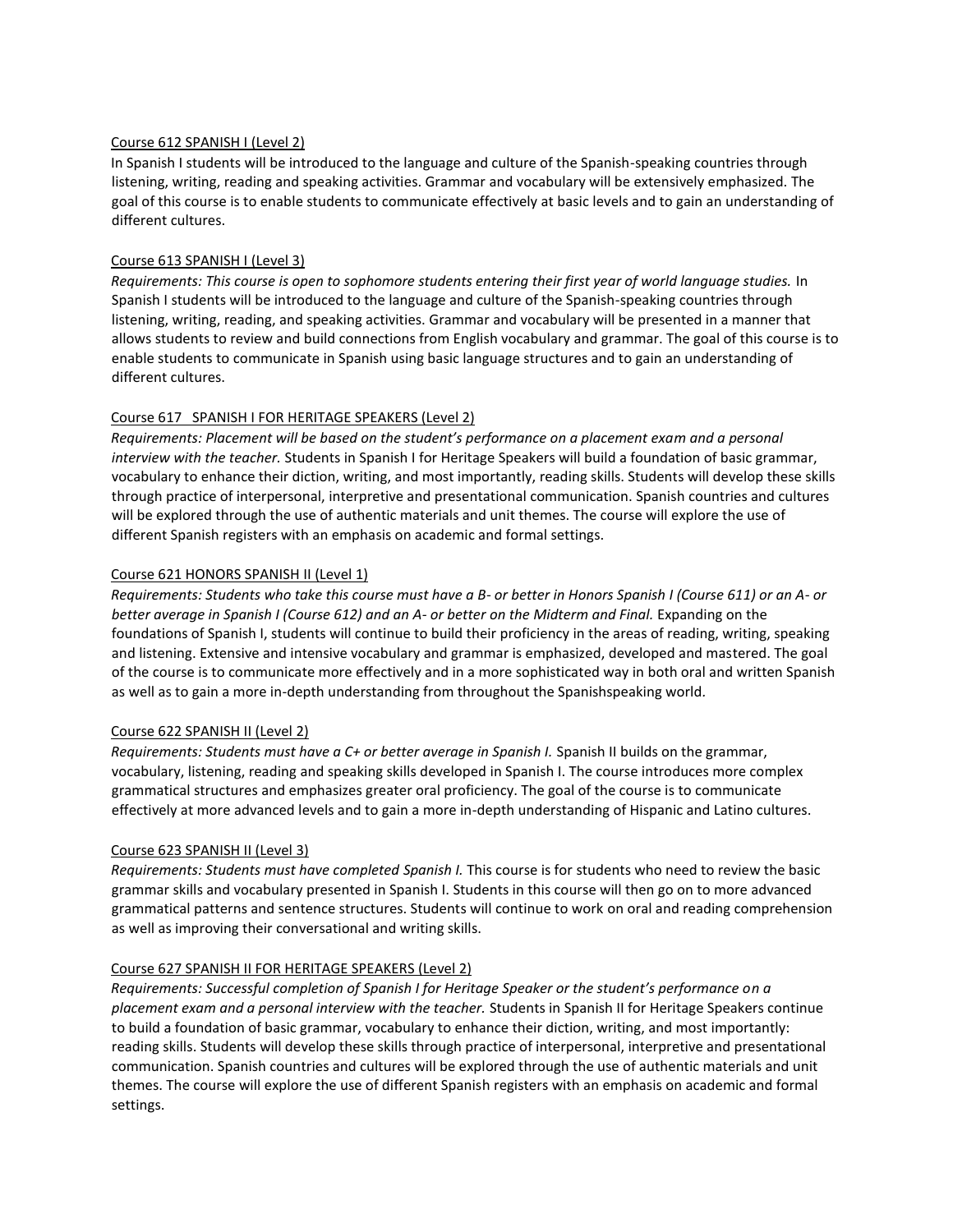Course 612 SPANISH I (Level 2)

In Spanish I students will be introduced to the language and culture of the Spanish-speaking countries through listening, writing, reading and speaking activities. Grammar and vocabulary will be extensively emphasized. The goal of this course is to enable students to communicate effectively at basic levels and to gain an understanding of different cultures.

Course 613 SPANISH I (Level 3)

*Requirements: This course is open to sophomore students entering their first year of world language studies.* In Spanish I students will be introduced to the language and culture of the Spanish-speaking countries through listening, writing, reading, and speaking activities. Grammar and vocabulary will be presented in a manner that allows students to review and build connections from English vocabulary and grammar. The goal of this course is to enable students to communicate in Spanish using basic language structures and to gain an understanding of different cultures.

Course 617 SPANISH I FOR HERITAGE SPEAKERS (Level 2)

*Requirements: Placement will be based on the student's performance on a placement exam and a personal interview with the teacher.* Students in Spanish I for Heritage Speakers will build a foundation of basic grammar, vocabulary to enhance their diction, writing, and most importantly, reading skills. Students will develop these skills through practice of interpersonal, interpretive and presentational communication. Spanish countries and cultures will be explored through the use of authentic materials and unit themes. The course will explore the use of different Spanish registers with an emphasis on academic and formal settings.

Course 621 HONORS SPANISH II (Level 1)

*Requirements: Students who take this course must have a B- or better in Honors Spanish I (Course 611) or an A- or better average in Spanish I (Course 612) and an A- or better on the Midterm and Final.* Expanding on the foundations of Spanish I, students will continue to build their proficiency in the areas of reading, writing, speaking and listening. Extensive and intensive vocabulary and grammar is emphasized, developed and mastered. The goal of the course is to communicate more effectively and in a more sophisticated way in both oral and written Spanish as well as to gain a more in-depth understanding from throughout the Spanishspeaking world.

Course 622 SPANISH II (Level 2)

*Requirements: Students must have a C+ or better average in Spanish I.* Spanish II builds on the grammar, vocabulary, listening, reading and speaking skills developed in Spanish I. The course introduces more complex grammatical structures and emphasizes greater oral proficiency. The goal of the course is to communicate effectively at more advanced levels and to gain a more in-depth understanding of Hispanic and Latino cultures.

Course 623 SPANISH II (Level 3)

*Requirements: Students must have completed Spanish I.* This course is for students who need to review the basic grammar skills and vocabulary presented in Spanish I. Students in this course will then go on to more advanced grammatical patterns and sentence structures. Students will continue to work on oral and reading comprehension as well as improving their conversational and writing skills.

Course 627 SPANISH II FOR HERITAGE SPEAKERS (Level 2)

*Requirements: Successful completion of Spanish I for Heritage Speaker or the student's performance on a placement exam and a personal interview with the teacher.* Students in Spanish II for Heritage Speakers continue to build a foundation of basic grammar, vocabulary to enhance their diction, writing, and most importantly: reading skills. Students will develop these skills through practice of interpersonal, interpretive and presentational communication. Spanish countries and cultures will be explored through the use of authentic materials and unit themes. The course will explore the use of different Spanish registers with an emphasis on academic and formal settings.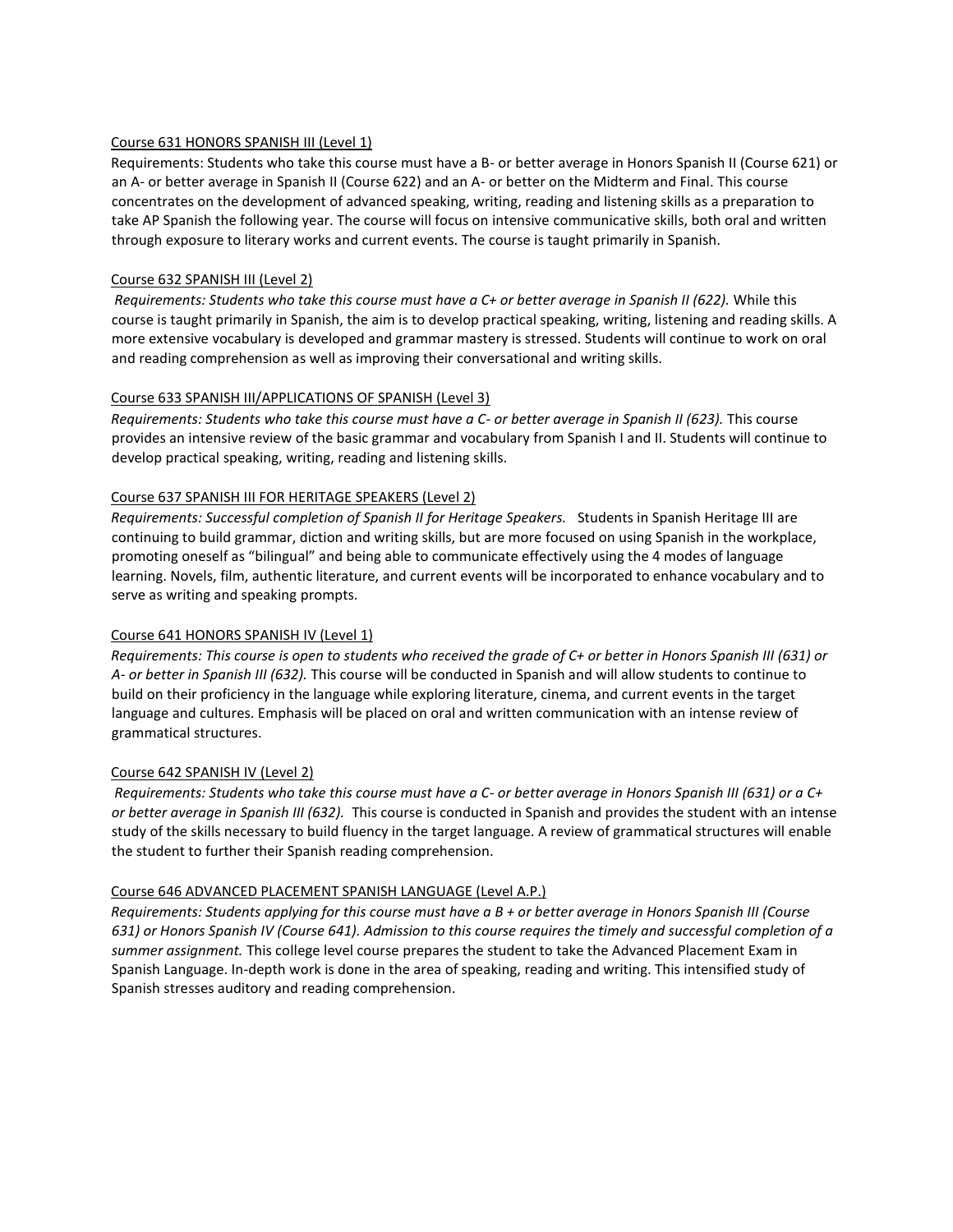<u>Course 631 HONORS SPANISH III (Level 1)</u>

Requirements: Students who take this course must have a B- or better average in Honors Spanish II (Course 621) or an A- or better average in Spanish II (Course 622) and an A- or better on the Midterm and Final. This course concentrates on the development of advanced speaking, writing, reading and listening skills as a preparation to take AP Spanish the following year. The course will focus on intensive communicative skills, both oral and written through exposure to literary works and current events. The course is taught primarily in Spanish.

<u>Course 632 SPANISH III (Level 2)</u>

*Requirements: Students who take this course must have a C+ or better average in Spanish II (622).* While this course is taught primarily in Spanish, the aim is to develop practical speaking, writing, listening and reading skills. A more extensive vocabulary is developed and grammar mastery is stressed. Students will continue to work on oral and reading comprehension as well as improving their conversational and writing skills.

<u>Course 633 SPANISH III/APPLICATIONS OF SPANISH (Level 3)</u>

*Requirements: Students who take this course must have a C- or better average in Spanish II (623).* This course provides an intensive review of the basic grammar and vocabulary from Spanish I and II. Students will continue to develop practical speaking, writing, reading and listening skills.

<u>Course 637 SPANISH III FOR HERITAGE SPEAKERS (Level 2)</u>

*Requirements: Successful completion of Spanish II for Heritage Speakers.* Students in Spanish Heritage III are continuing to build grammar, diction and writing skills, but are more focused on using Spanish in the workplace, promoting oneself as "bilingual" and being able to communicate effectively using the 4 modes of language learning. Novels, film, authentic literature, and current events will be incorporated to enhance vocabulary and to serve as writing and speaking prompts.

<u>Course 641 HONORS SPANISH IV (Level 1)</u>

*Requirements: This course is open to students who received the grade of C+ or better in Honors Spanish III (631) or A- or better in Spanish III (632).* This course will be conducted in Spanish and will allow students to continue to build on their proficiency in the language while exploring literature, cinema, and current events in the target language and cultures. Emphasis will be placed on oral and written communication with an intense review of grammatical structures.

<u>Course 642 SPANISH IV (Level 2)</u>

*Requirements: Students who take this course must have a C- or better average in Honors Spanish III (631) or a C+ or better average in Spanish III (632).* This course is conducted in Spanish and provides the student with an intense study of the skills necessary to build fluency in the target language. A review of grammatical structures will enable the student to further their Spanish reading comprehension.

<u>Course 646 ADVANCED PLACEMENT SPANISH LANGUAGE (Level A.P.)</u>

*Requirements: Students applying for this course must have a B + or better average in Honors Spanish III (Course 631) or Honors Spanish IV (Course 641). Admission to this course requires the timely and successful completion of a summer assignment.* This college level course prepares the student to take the Advanced Placement Exam in Spanish Language. In-depth work is done in the area of speaking, reading and writing. This intensified study of Spanish stresses auditory and reading comprehension.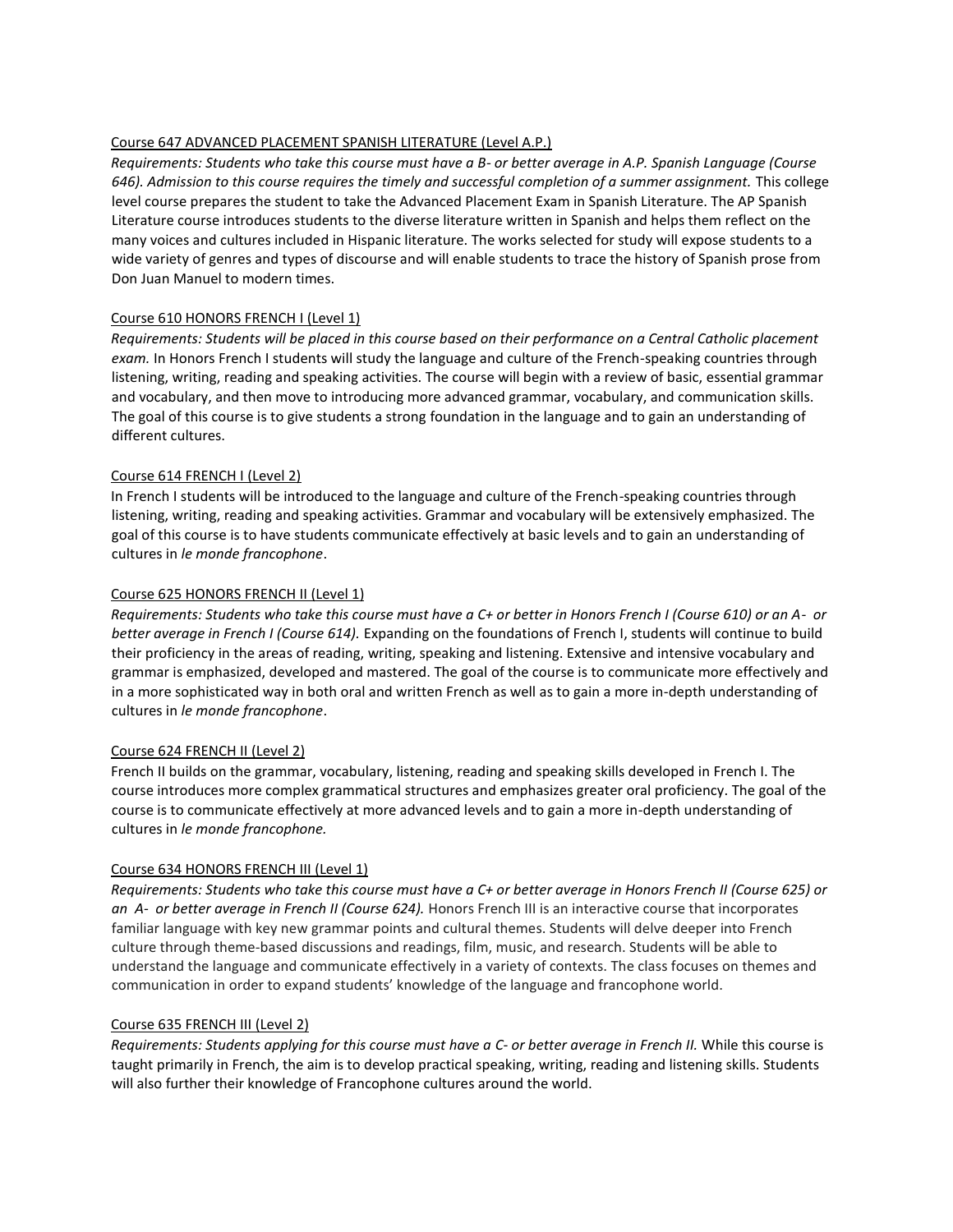### Course 647 ADVANCED PLACEMENT SPANISH LITERATURE (Level A.P.)

*Requirements: Students who take this course must have a B- or better average in A.P. Spanish Language (Course 646). Admission to this course requires the timely and successful completion of a summer assignment.* This college level course prepares the student to take the Advanced Placement Exam in Spanish Literature. The AP Spanish Literature course introduces students to the diverse literature written in Spanish and helps them reflect on the many voices and cultures included in Hispanic literature. The works selected for study will expose students to a wide variety of genres and types of discourse and will enable students to trace the history of Spanish prose from Don Juan Manuel to modern times.

### Course 610 HONORS FRENCH I (Level 1)

*Requirements: Students will be placed in this course based on their performance on a Central Catholic placement exam.* In Honors French I students will study the language and culture of the French-speaking countries through listening, writing, reading and speaking activities. The course will begin with a review of basic, essential grammar and vocabulary, and then move to introducing more advanced grammar, vocabulary, and communication skills. The goal of this course is to give students a strong foundation in the language and to gain an understanding of different cultures.

### Course 614 FRENCH I (Level 2)

In French I students will be introduced to the language and culture of the French-speaking countries through listening, writing, reading and speaking activities. Grammar and vocabulary will be extensively emphasized. The goal of this course is to have students communicate effectively at basic levels and to gain an understanding of cultures in *le monde francophone*.

### Course 625 HONORS FRENCH II (Level 1)

*Requirements: Students who take this course must have a C+ or better in Honors French I (Course 610) or an A- or better average in French I (Course 614).* Expanding on the foundations of French I, students will continue to build their proficiency in the areas of reading, writing, speaking and listening. Extensive and intensive vocabulary and grammar is emphasized, developed and mastered. The goal of the course is to communicate more effectively and in a more sophisticated way in both oral and written French as well as to gain a more in-depth understanding of cultures in *le monde francophone*.

### Course 624 FRENCH II (Level 2)

French II builds on the grammar, vocabulary, listening, reading and speaking skills developed in French I. The course introduces more complex grammatical structures and emphasizes greater oral proficiency. The goal of the course is to communicate effectively at more advanced levels and to gain a more in-depth understanding of cultures in *le monde francophone.*

### Course 634 HONORS FRENCH III (Level 1)

*Requirements: Students who take this course must have a C+ or better average in Honors French II (Course 625) or an A- or better average in French II (Course 624).* Honors French III is an interactive course that incorporates familiar language with key new grammar points and cultural themes. Students will delve deeper into French culture through theme-based discussions and readings, film, music, and research. Students will be able to understand the language and communicate effectively in a variety of contexts. The class focuses on themes and communication in order to expand students' knowledge of the language and francophone world.

### Course 635 FRENCH III (Level 2)

*Requirements: Students applying for this course must have a C- or better average in French II.* While this course is taught primarily in French, the aim is to develop practical speaking, writing, reading and listening skills. Students will also further their knowledge of Francophone cultures around the world.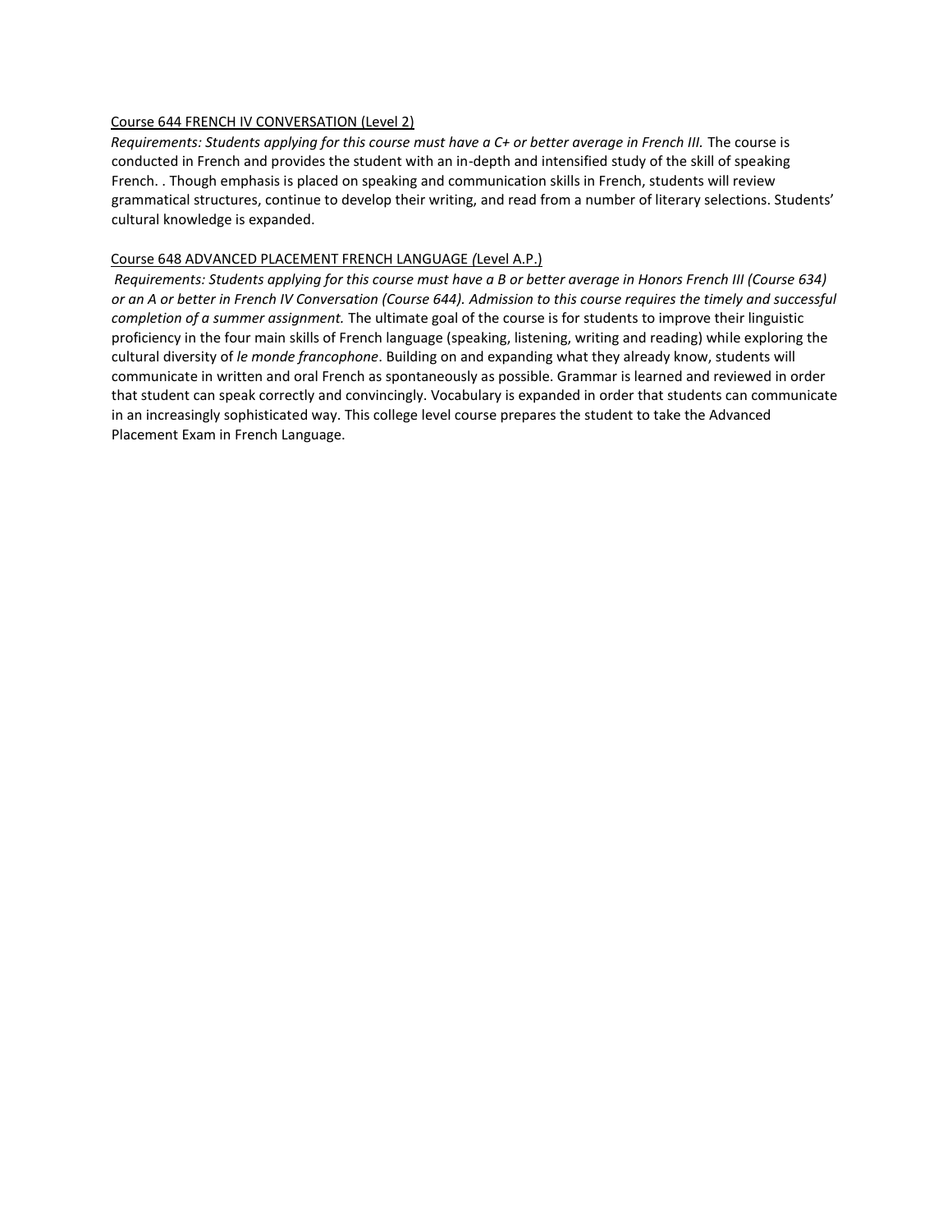Course 644 FRENCH IV CONVERSATION (Level 2)

*Requirements: Students applying for this course must have a C+ or better average in French III.* The course is conducted in French and provides the student with an in-depth and intensified study of the skill of speaking French. . Though emphasis is placed on speaking and communication skills in French, students will review grammatical structures, continue to develop their writing, and read from a number of literary selections. Students' cultural knowledge is expanded.

Course 648 ADVANCED PLACEMENT FRENCH LANGUAGE *(*Level A.P.)

*Requirements: Students applying for this course must have a B or better average in Honors French III (Course 634) or an A or better in French IV Conversation (Course 644). Admission to this course requires the timely and successful completion of a summer assignment.* The ultimate goal of the course is for students to improve their linguistic proficiency in the four main skills of French language (speaking, listening, writing and reading) while exploring the cultural diversity of *le monde francophone*. Building on and expanding what they already know, students will communicate in written and oral French as spontaneously as possible. Grammar is learned and reviewed in order that student can speak correctly and convincingly. Vocabulary is expanded in order that students can communicate in an increasingly sophisticated way. This college level course prepares the student to take the Advanced Placement Exam in French Language.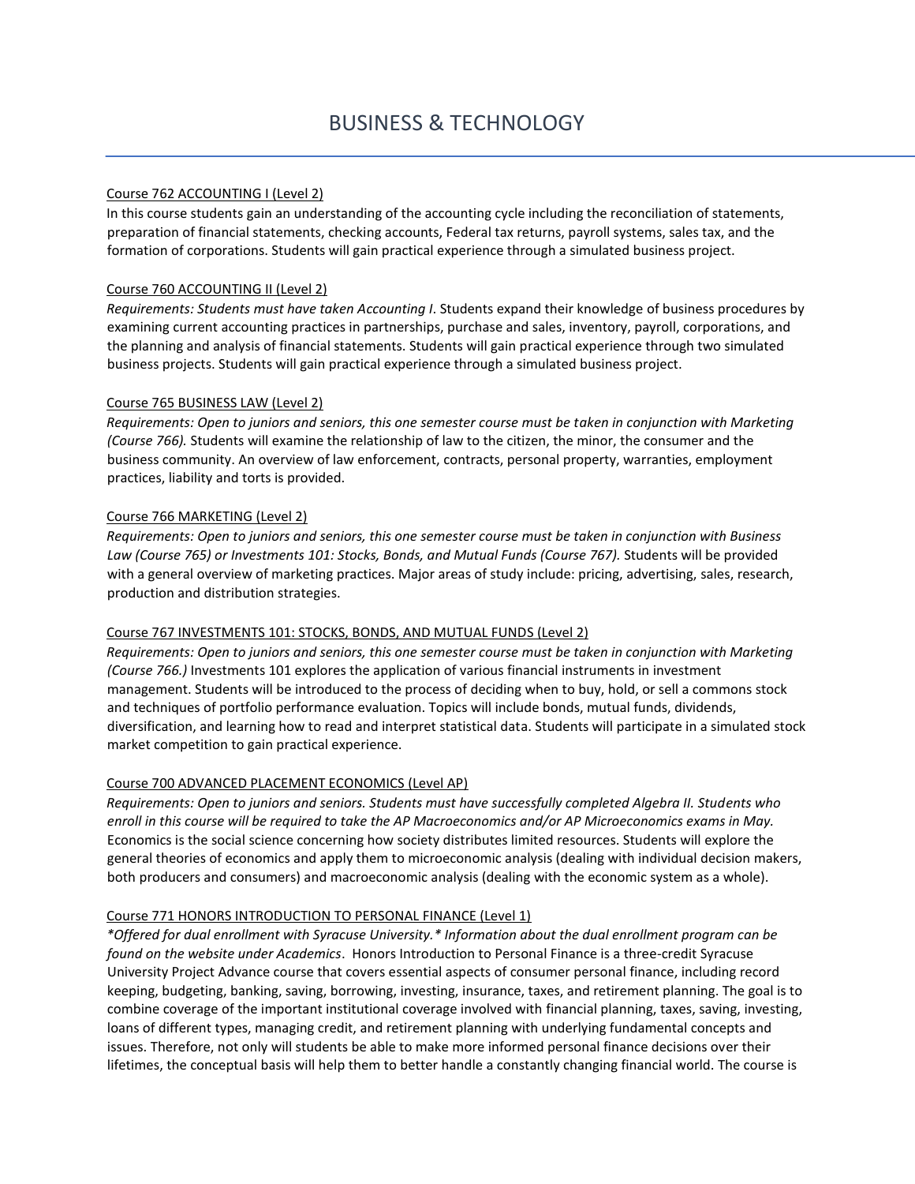# BUSINESS & TECHNOLOGY

<u>Course 762 ACCOUNTING I (Level 2)</u>

In this course students gain an understanding of the accounting cycle including the reconciliation of statements, preparation of financial statements, checking accounts, Federal tax returns, payroll systems, sales tax, and the formation of corporations. Students will gain practical experience through a simulated business project.

<u>Course 760 ACCOUNTING II (Level 2)</u>

*Requirements: Students must have taken Accounting I*. Students expand their knowledge of business procedures by examining current accounting practices in partnerships, purchase and sales, inventory, payroll, corporations, and the planning and analysis of financial statements. Students will gain practical experience through two simulated business projects. Students will gain practical experience through a simulated business project.

<u>Course 765 BUSINESS LAW (Level 2)</u>

*Requirements: Open to juniors and seniors, this one semester course must be taken in conjunction with Marketing (Course 766).* Students will examine the relationship of law to the citizen, the minor, the consumer and the business community. An overview of law enforcement, contracts, personal property, warranties, employment practices, liability and torts is provided.

<u>Course 766 MARKETING (Level 2)</u>

*Requirements: Open to juniors and seniors, this one semester course must be taken in conjunction with Business Law (Course 765) or Investments 101: Stocks, Bonds, and Mutual Funds (Course 767).* Students will be provided with a general overview of marketing practices. Major areas of study include: pricing, advertising, sales, research, production and distribution strategies.

<u>Course 767 INVESTMENTS 101: STOCKS, BONDS, AND MUTUAL FUNDS (Level 2)</u>

*Requirements: Open to juniors and seniors, this one semester course must be taken in conjunction with Marketing (Course 766.)* Investments 101 explores the application of various financial instruments in investment management. Students will be introduced to the process of deciding when to buy, hold, or sell a commons stock and techniques of portfolio performance evaluation. Topics will include bonds, mutual funds, dividends, diversification, and learning how to read and interpret statistical data. Students will participate in a simulated stock market competition to gain practical experience.

<u>Course 700 ADVANCED PLACEMENT ECONOMICS (Level AP)</u>

*Requirements: Open to juniors and seniors. Students must have successfully completed Algebra II. Students who enroll in this course will be required to take the AP Macroeconomics and/or AP Microeconomics exams in May.* Economics is the social science concerning how society distributes limited resources. Students will explore the general theories of economics and apply them to microeconomic analysis (dealing with individual decision makers, both producers and consumers) and macroeconomic analysis (dealing with the economic system as a whole).

<u>Course 771 HONORS INTRODUCTION TO PERSONAL FINANCE (Level 1)</u>

**Offered for dual enrollment with Syracuse University.* Information about the dual enrollment program can be found on the website under Academics*. Honors Introduction to Personal Finance is a three-credit Syracuse University Project Advance course that covers essential aspects of consumer personal finance, including record keeping, budgeting, banking, saving, borrowing, investing, insurance, taxes, and retirement planning. The goal is to combine coverage of the important institutional coverage involved with financial planning, taxes, saving, investing, loans of different types, managing credit, and retirement planning with underlying fundamental concepts and issues. Therefore, not only will students be able to make more informed personal finance decisions over their lifetimes, the conceptual basis will help them to better handle a constantly changing financial world. The course is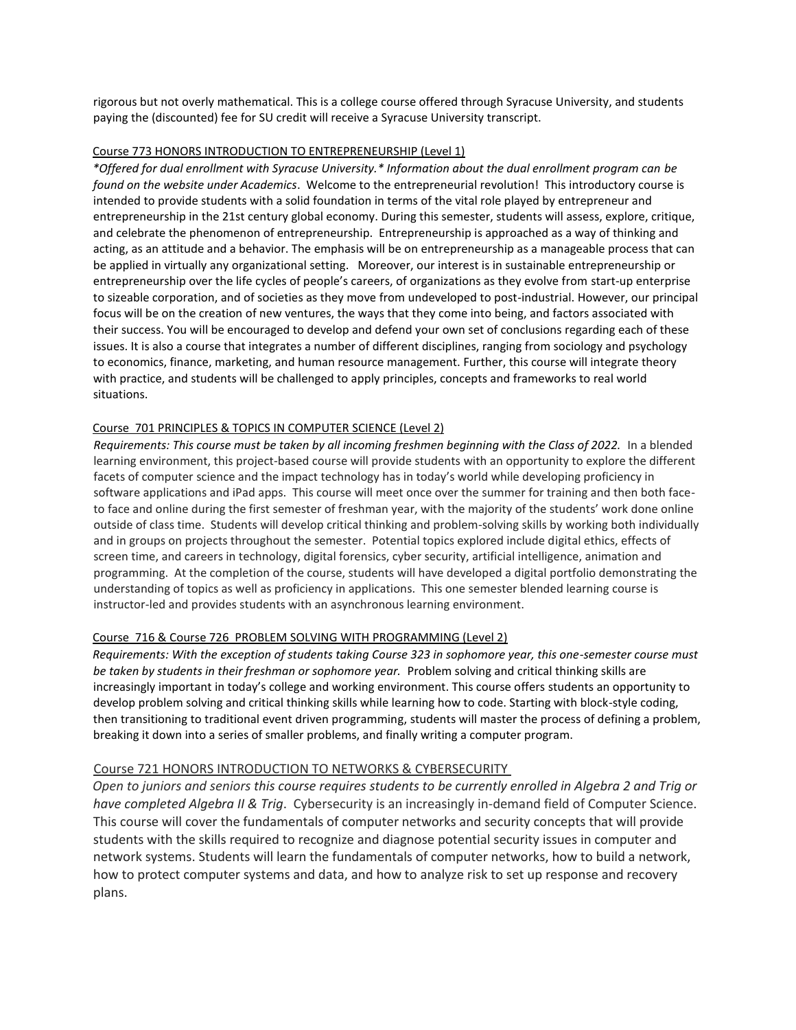rigorous but not overly mathematical. This is a college course offered through Syracuse University, and students paying the (discounted) fee for SU credit will receive a Syracuse University transcript.

### Course 773 HONORS INTRODUCTION TO ENTREPRENEURSHIP (Level 1)

*\*Offered for dual enrollment with Syracuse University.\* Information about the dual enrollment program can be found on the website under Academics*. Welcome to the entrepreneurial revolution! This introductory course is intended to provide students with a solid foundation in terms of the vital role played by entrepreneur and entrepreneurship in the 21st century global economy. During this semester, students will assess, explore, critique, and celebrate the phenomenon of entrepreneurship. Entrepreneurship is approached as a way of thinking and acting, as an attitude and a behavior. The emphasis will be on entrepreneurship as a manageable process that can be applied in virtually any organizational setting. Moreover, our interest is in sustainable entrepreneurship or entrepreneurship over the life cycles of people's careers, of organizations as they evolve from start-up enterprise to sizeable corporation, and of societies as they move from undeveloped to post-industrial. However, our principal focus will be on the creation of new ventures, the ways that they come into being, and factors associated with their success. You will be encouraged to develop and defend your own set of conclusions regarding each of these issues. It is also a course that integrates a number of different disciplines, ranging from sociology and psychology to economics, finance, marketing, and human resource management. Further, this course will integrate theory with practice, and students will be challenged to apply principles, concepts and frameworks to real world situations.

### Course 701 PRINCIPLES & TOPICS IN COMPUTER SCIENCE (Level 2)

*Requirements: This course must be taken by all incoming freshmen beginning with the Class of 2022.* In a blended learning environment, this project-based course will provide students with an opportunity to explore the different facets of computer science and the impact technology has in today's world while developing proficiency in software applications and iPad apps. This course will meet once over the summer for training and then both face-to face and online during the first semester of freshman year, with the majority of the students' work done online outside of class time. Students will develop critical thinking and problem-solving skills by working both individually and in groups on projects throughout the semester. Potential topics explored include digital ethics, effects of screen time, and careers in technology, digital forensics, cyber security, artificial intelligence, animation and programming. At the completion of the course, students will have developed a digital portfolio demonstrating the understanding of topics as well as proficiency in applications. This one semester blended learning course is instructor-led and provides students with an asynchronous learning environment.

### Course 716 & Course 726 PROBLEM SOLVING WITH PROGRAMMING (Level 2)

*Requirements: With the exception of students taking Course 323 in sophomore year, this one-semester course must be taken by students in their freshman or sophomore year.* Problem solving and critical thinking skills are increasingly important in today's college and working environment. This course offers students an opportunity to develop problem solving and critical thinking skills while learning how to code. Starting with block-style coding, then transitioning to traditional event driven programming, students will master the process of defining a problem, breaking it down into a series of smaller problems, and finally writing a computer program.

### Course 721 HONORS INTRODUCTION TO NETWORKS & CYBERSECURITY

*Open to juniors and seniors this course requires students to be currently enrolled in Algebra 2 and Trig or have completed Algebra II & Trig*. Cybersecurity is an increasingly in-demand field of Computer Science. This course will cover the fundamentals of computer networks and security concepts that will provide students with the skills required to recognize and diagnose potential security issues in computer and network systems. Students will learn the fundamentals of computer networks, how to build a network, how to protect computer systems and data, and how to analyze risk to set up response and recovery plans.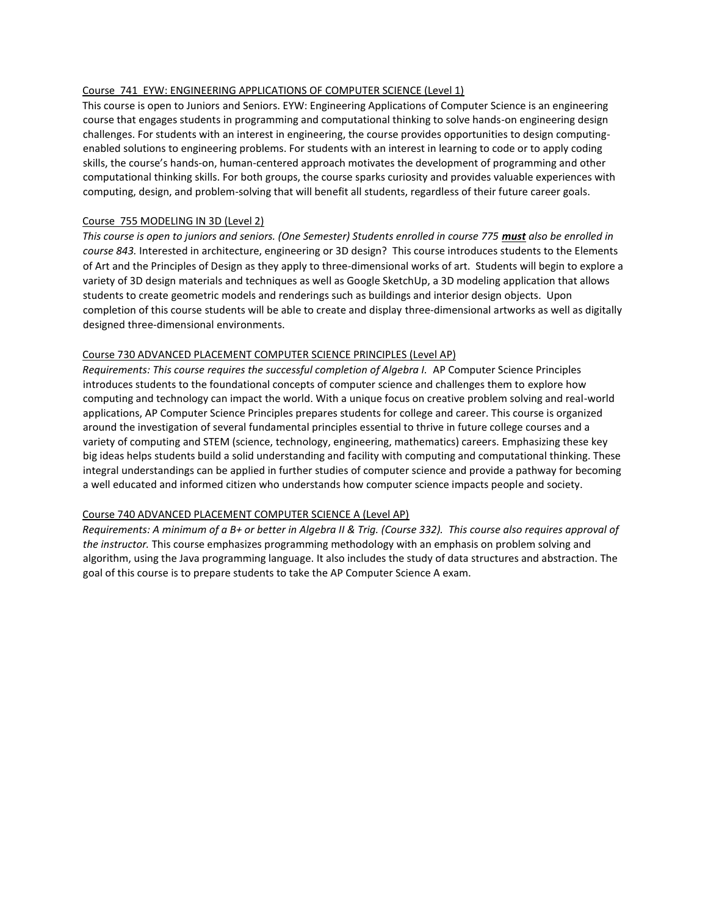Course 741 EYW: ENGINEERING APPLICATIONS OF COMPUTER SCIENCE (Level 1)

This course is open to Juniors and Seniors. EYW: Engineering Applications of Computer Science is an engineering course that engages students in programming and computational thinking to solve hands-on engineering design challenges. For students with an interest in engineering, the course provides opportunities to design computing-enabled solutions to engineering problems. For students with an interest in learning to code or to apply coding skills, the course's hands-on, human-centered approach motivates the development of programming and other computational thinking skills. For both groups, the course sparks curiosity and provides valuable experiences with computing, design, and problem-solving that will benefit all students, regardless of their future career goals.

Course 755 MODELING IN 3D (Level 2)

*This course is open to juniors and seniors. (One Semester) Students enrolled in course 775* ***must*** *also be enrolled in course 843.* Interested in architecture, engineering or 3D design? This course introduces students to the Elements of Art and the Principles of Design as they apply to three-dimensional works of art. Students will begin to explore a variety of 3D design materials and techniques as well as Google SketchUp, a 3D modeling application that allows students to create geometric models and renderings such as buildings and interior design objects. Upon completion of this course students will be able to create and display three-dimensional artworks as well as digitally designed three-dimensional environments.

Course 730 ADVANCED PLACEMENT COMPUTER SCIENCE PRINCIPLES (Level AP)

*Requirements: This course requires the successful completion of Algebra I.* AP Computer Science Principles introduces students to the foundational concepts of computer science and challenges them to explore how computing and technology can impact the world. With a unique focus on creative problem solving and real-world applications, AP Computer Science Principles prepares students for college and career. This course is organized around the investigation of several fundamental principles essential to thrive in future college courses and a variety of computing and STEM (science, technology, engineering, mathematics) careers. Emphasizing these key big ideas helps students build a solid understanding and facility with computing and computational thinking. These integral understandings can be applied in further studies of computer science and provide a pathway for becoming a well educated and informed citizen who understands how computer science impacts people and society.

Course 740 ADVANCED PLACEMENT COMPUTER SCIENCE A (Level AP)

*Requirements: A minimum of a B+ or better in Algebra II & Trig. (Course 332). This course also requires approval of the instructor.* This course emphasizes programming methodology with an emphasis on problem solving and algorithm, using the Java programming language. It also includes the study of data structures and abstraction. The goal of this course is to prepare students to take the AP Computer Science A exam.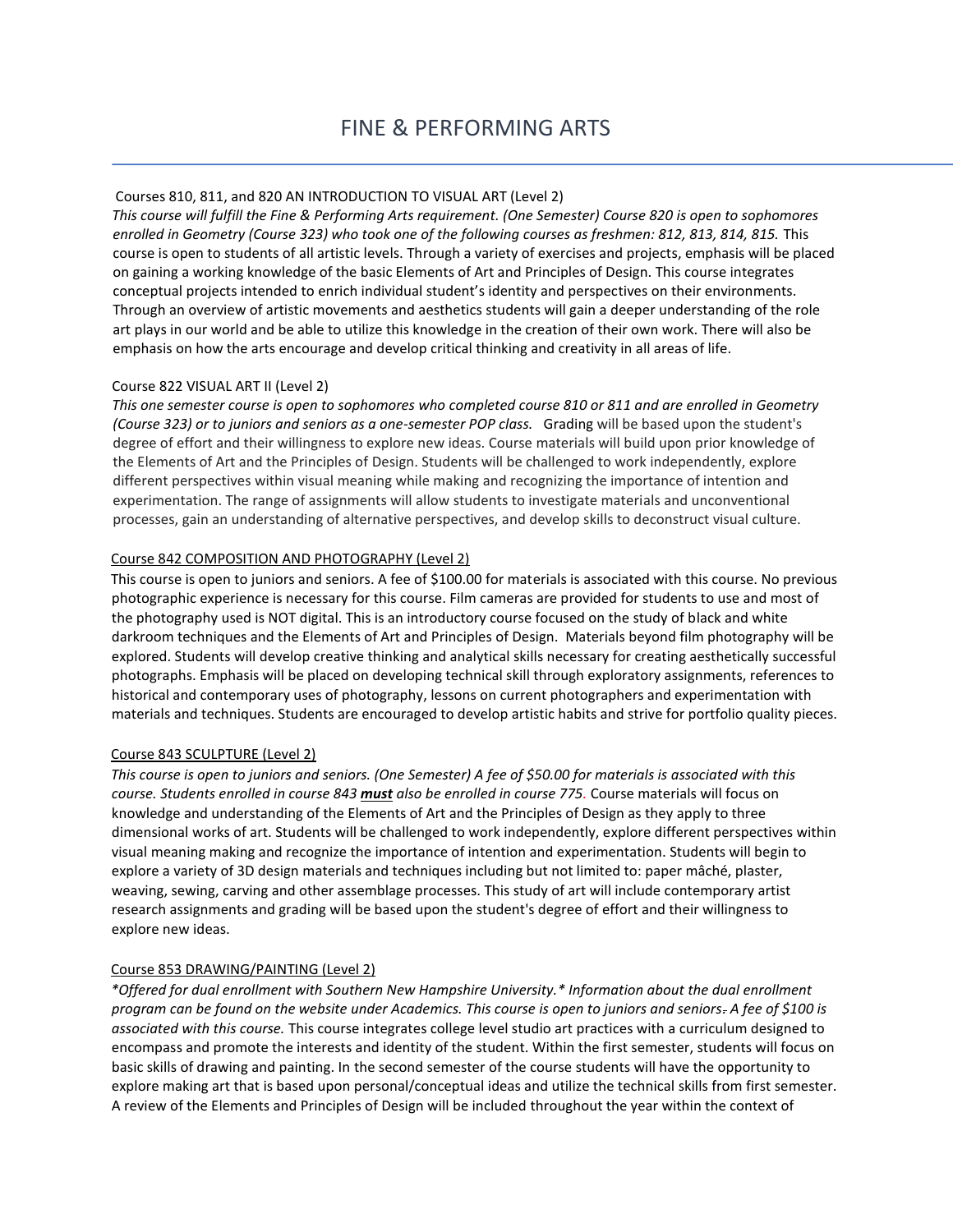# FINE & PERFORMING ARTS

Courses 810, 811, and 820 AN INTRODUCTION TO VISUAL ART (Level 2)

*This course will fulfill the Fine & Performing Arts requirement. (One Semester) Course 820 is open to sophomores enrolled in Geometry (Course 323) who took one of the following courses as freshmen: 812, 813, 814, 815.* This course is open to students of all artistic levels. Through a variety of exercises and projects, emphasis will be placed on gaining a working knowledge of the basic Elements of Art and Principles of Design. This course integrates conceptual projects intended to enrich individual student's identity and perspectives on their environments. Through an overview of artistic movements and aesthetics students will gain a deeper understanding of the role art plays in our world and be able to utilize this knowledge in the creation of their own work. There will also be emphasis on how the arts encourage and develop critical thinking and creativity in all areas of life.

Course 822 VISUAL ART II (Level 2)

*This one semester course is open to sophomores who completed course 810 or 811 and are enrolled in Geometry (Course 323) or to juniors and seniors as a one-semester POP class.* Grading will be based upon the student's degree of effort and their willingness to explore new ideas. Course materials will build upon prior knowledge of the Elements of Art and the Principles of Design. Students will be challenged to work independently, explore different perspectives within visual meaning while making and recognizing the importance of intention and experimentation. The range of assignments will allow students to investigate materials and unconventional processes, gain an understanding of alternative perspectives, and develop skills to deconstruct visual culture.

Course 842 COMPOSITION AND PHOTOGRAPHY (Level 2)

This course is open to juniors and seniors. A fee of $100.00 for materials is associated with this course. No previous photographic experience is necessary for this course. Film cameras are provided for students to use and most of the photography used is NOT digital. This is an introductory course focused on the study of black and white darkroom techniques and the Elements of Art and Principles of Design. Materials beyond film photography will be explored. Students will develop creative thinking and analytical skills necessary for creating aesthetically successful photographs. Emphasis will be placed on developing technical skill through exploratory assignments, references to historical and contemporary uses of photography, lessons on current photographers and experimentation with materials and techniques. Students are encouraged to develop artistic habits and strive for portfolio quality pieces.

Course 843 SCULPTURE (Level 2)

*This course is open to juniors and seniors. (One Semester) A fee of $50.00 for materials is associated with this course. Students enrolled in course 843 **must** also be enrolled in course 775.* Course materials will focus on knowledge and understanding of the Elements of Art and the Principles of Design as they apply to three dimensional works of art. Students will be challenged to work independently, explore different perspectives within visual meaning making and recognize the importance of intention and experimentation. Students will begin to explore a variety of 3D design materials and techniques including but not limited to: paper mâché, plaster, weaving, sewing, carving and other assemblage processes. This study of art will include contemporary artist research assignments and grading will be based upon the student's degree of effort and their willingness to explore new ideas.

Course 853 DRAWING/PAINTING (Level 2)

*\*Offered for dual enrollment with Southern New Hampshire University.\* Information about the dual enrollment program can be found on the website under Academics. This course is open to juniors and seniors. A fee of $100 is associated with this course.* This course integrates college level studio art practices with a curriculum designed to encompass and promote the interests and identity of the student. Within the first semester, students will focus on basic skills of drawing and painting. In the second semester of the course students will have the opportunity to explore making art that is based upon personal/conceptual ideas and utilize the technical skills from first semester. A review of the Elements and Principles of Design will be included throughout the year within the context of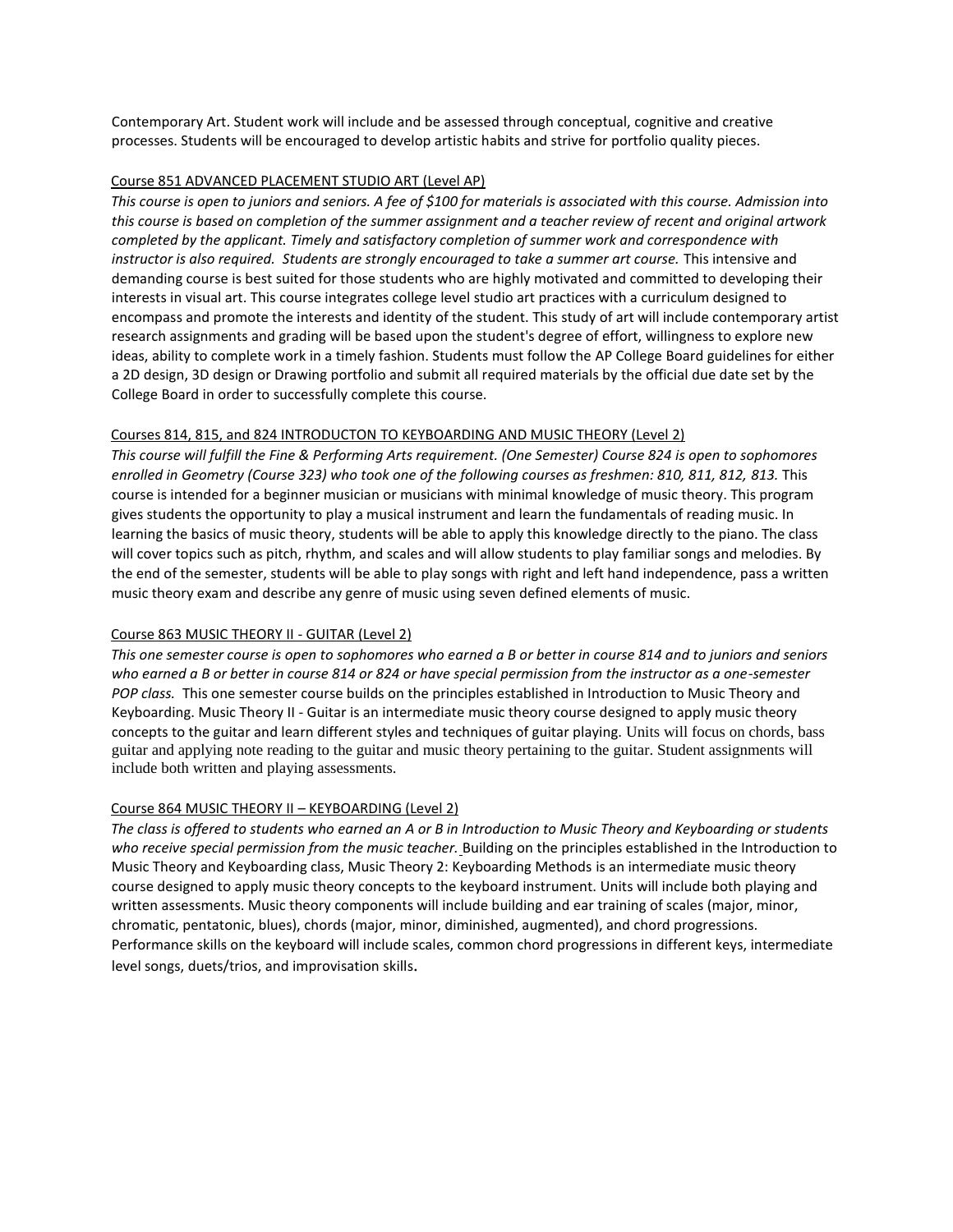Contemporary Art. Student work will include and be assessed through conceptual, cognitive and creative processes. Students will be encouraged to develop artistic habits and strive for portfolio quality pieces.

Course 851 ADVANCED PLACEMENT STUDIO ART (Level AP)

*This course is open to juniors and seniors. A fee of $100 for materials is associated with this course. Admission into this course is based on completion of the summer assignment and a teacher review of recent and original artwork completed by the applicant. Timely and satisfactory completion of summer work and correspondence with instructor is also required. Students are strongly encouraged to take a summer art course.* This intensive and demanding course is best suited for those students who are highly motivated and committed to developing their interests in visual art. This course integrates college level studio art practices with a curriculum designed to encompass and promote the interests and identity of the student. This study of art will include contemporary artist research assignments and grading will be based upon the student's degree of effort, willingness to explore new ideas, ability to complete work in a timely fashion. Students must follow the AP College Board guidelines for either a 2D design, 3D design or Drawing portfolio and submit all required materials by the official due date set by the College Board in order to successfully complete this course.

Courses 814, 815, and 824 INTRODUCTON TO KEYBOARDING AND MUSIC THEORY (Level 2)

*This course will fulfill the Fine & Performing Arts requirement. (One Semester) Course 824 is open to sophomores enrolled in Geometry (Course 323) who took one of the following courses as freshmen: 810, 811, 812, 813.* This course is intended for a beginner musician or musicians with minimal knowledge of music theory. This program gives students the opportunity to play a musical instrument and learn the fundamentals of reading music. In learning the basics of music theory, students will be able to apply this knowledge directly to the piano. The class will cover topics such as pitch, rhythm, and scales and will allow students to play familiar songs and melodies. By the end of the semester, students will be able to play songs with right and left hand independence, pass a written music theory exam and describe any genre of music using seven defined elements of music.

Course 863 MUSIC THEORY II - GUITAR (Level 2)

*This one semester course is open to sophomores who earned a B or better in course 814 and to juniors and seniors who earned a B or better in course 814 or 824 or have special permission from the instructor as a one-semester POP class.* This one semester course builds on the principles established in Introduction to Music Theory and Keyboarding. Music Theory II - Guitar is an intermediate music theory course designed to apply music theory concepts to the guitar and learn different styles and techniques of guitar playing. Units will focus on chords, bass guitar and applying note reading to the guitar and music theory pertaining to the guitar. Student assignments will include both written and playing assessments.

Course 864 MUSIC THEORY II – KEYBOARDING (Level 2)

*The class is offered to students who earned an A or B in Introduction to Music Theory and Keyboarding or students who receive special permission from the music teacher.* Building on the principles established in the Introduction to Music Theory and Keyboarding class, Music Theory 2: Keyboarding Methods is an intermediate music theory course designed to apply music theory concepts to the keyboard instrument. Units will include both playing and written assessments. Music theory components will include building and ear training of scales (major, minor, chromatic, pentatonic, blues), chords (major, minor, diminished, augmented), and chord progressions. Performance skills on the keyboard will include scales, common chord progressions in different keys, intermediate level songs, duets/trios, and improvisation skills.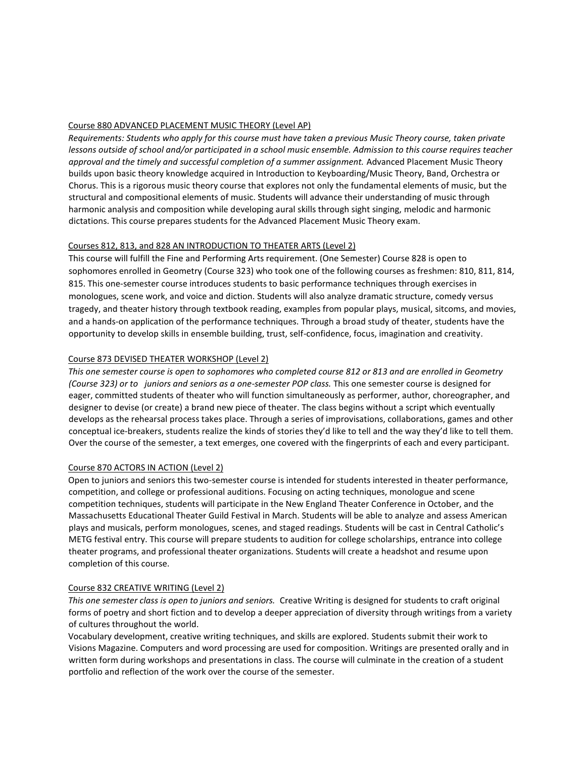Course 880 ADVANCED PLACEMENT MUSIC THEORY (Level AP)

*Requirements: Students who apply for this course must have taken a previous Music Theory course, taken private lessons outside of school and/or participated in a school music ensemble. Admission to this course requires teacher approval and the timely and successful completion of a summer assignment.* Advanced Placement Music Theory builds upon basic theory knowledge acquired in Introduction to Keyboarding/Music Theory, Band, Orchestra or Chorus. This is a rigorous music theory course that explores not only the fundamental elements of music, but the structural and compositional elements of music. Students will advance their understanding of music through harmonic analysis and composition while developing aural skills through sight singing, melodic and harmonic dictations. This course prepares students for the Advanced Placement Music Theory exam.

Courses 812, 813, and 828 AN INTRODUCTION TO THEATER ARTS (Level 2)

This course will fulfill the Fine and Performing Arts requirement. (One Semester) Course 828 is open to sophomores enrolled in Geometry (Course 323) who took one of the following courses as freshmen: 810, 811, 814, 815. This one-semester course introduces students to basic performance techniques through exercises in monologues, scene work, and voice and diction. Students will also analyze dramatic structure, comedy versus tragedy, and theater history through textbook reading, examples from popular plays, musical, sitcoms, and movies, and a hands-on application of the performance techniques. Through a broad study of theater, students have the opportunity to develop skills in ensemble building, trust, self-confidence, focus, imagination and creativity.

Course 873 DEVISED THEATER WORKSHOP (Level 2)

*This one semester course is open to sophomores who completed course 812 or 813 and are enrolled in Geometry (Course 323) or to juniors and seniors as a one-semester POP class.* This one semester course is designed for eager, committed students of theater who will function simultaneously as performer, author, choreographer, and designer to devise (or create) a brand new piece of theater. The class begins without a script which eventually develops as the rehearsal process takes place. Through a series of improvisations, collaborations, games and other conceptual ice-breakers, students realize the kinds of stories they'd like to tell and the way they'd like to tell them. Over the course of the semester, a text emerges, one covered with the fingerprints of each and every participant.

Course 870 ACTORS IN ACTION (Level 2)

Open to juniors and seniors this two-semester course is intended for students interested in theater performance, competition, and college or professional auditions. Focusing on acting techniques, monologue and scene competition techniques, students will participate in the New England Theater Conference in October, and the Massachusetts Educational Theater Guild Festival in March. Students will be able to analyze and assess American plays and musicals, perform monologues, scenes, and staged readings. Students will be cast in Central Catholic's METG festival entry. This course will prepare students to audition for college scholarships, entrance into college theater programs, and professional theater organizations. Students will create a headshot and resume upon completion of this course.

Course 832 CREATIVE WRITING (Level 2)

*This one semester class is open to juniors and seniors.* Creative Writing is designed for students to craft original forms of poetry and short fiction and to develop a deeper appreciation of diversity through writings from a variety of cultures throughout the world.

Vocabulary development, creative writing techniques, and skills are explored. Students submit their work to Visions Magazine. Computers and word processing are used for composition. Writings are presented orally and in written form during workshops and presentations in class. The course will culminate in the creation of a student portfolio and reflection of the work over the course of the semester.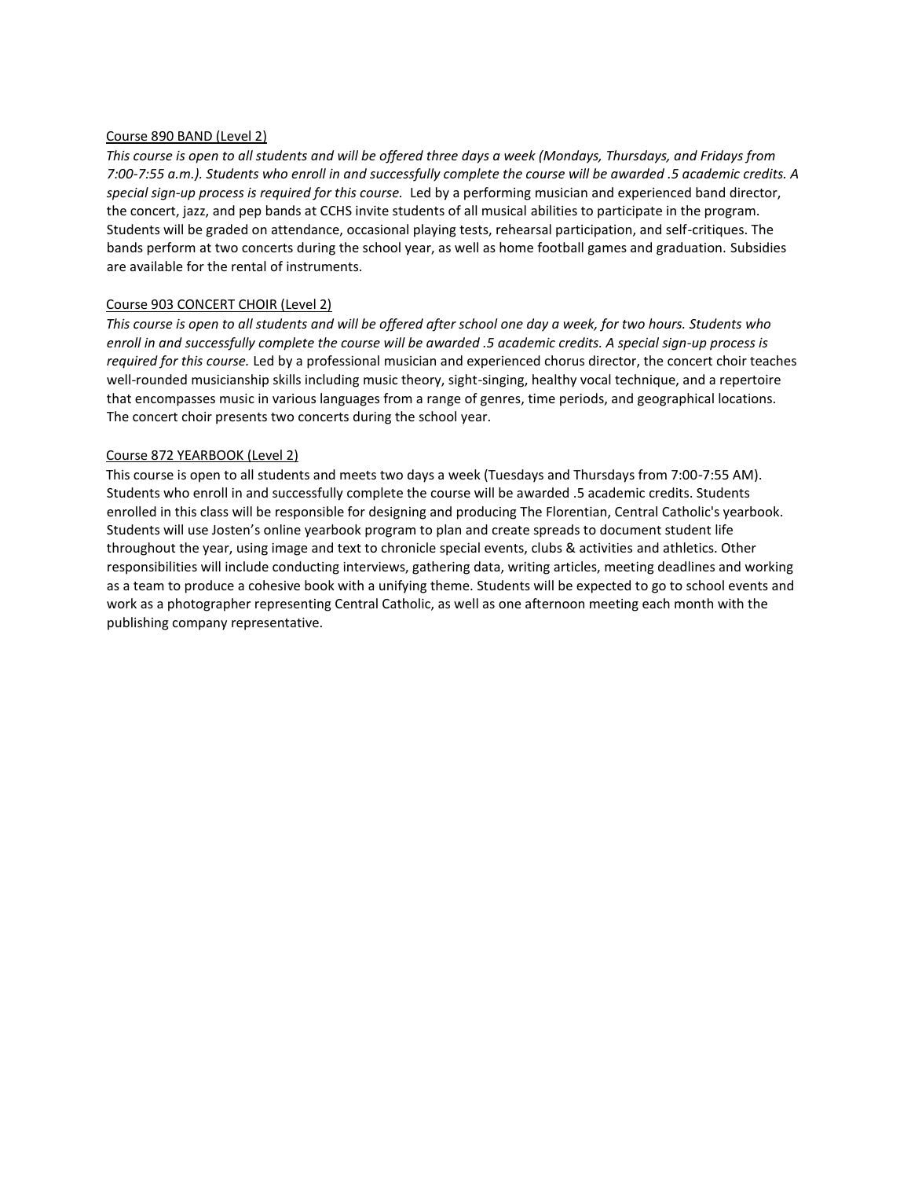<u>Course 890 BAND (Level 2)</u>

*This course is open to all students and will be offered three days a week (Mondays, Thursdays, and Fridays from 7:00-7:55 a.m.). Students who enroll in and successfully complete the course will be awarded .5 academic credits. A special sign-up process is required for this course.* Led by a performing musician and experienced band director, the concert, jazz, and pep bands at CCHS invite students of all musical abilities to participate in the program. Students will be graded on attendance, occasional playing tests, rehearsal participation, and self-critiques. The bands perform at two concerts during the school year, as well as home football games and graduation. Subsidies are available for the rental of instruments.

<u>Course 903 CONCERT CHOIR (Level 2)</u>

*This course is open to all students and will be offered after school one day a week, for two hours. Students who enroll in and successfully complete the course will be awarded .5 academic credits. A special sign-up process is required for this course.* Led by a professional musician and experienced chorus director, the concert choir teaches well-rounded musicianship skills including music theory, sight-singing, healthy vocal technique, and a repertoire that encompasses music in various languages from a range of genres, time periods, and geographical locations. The concert choir presents two concerts during the school year.

<u>Course 872 YEARBOOK (Level 2)</u>

This course is open to all students and meets two days a week (Tuesdays and Thursdays from 7:00-7:55 AM). Students who enroll in and successfully complete the course will be awarded .5 academic credits. Students enrolled in this class will be responsible for designing and producing The Florentian, Central Catholic's yearbook. Students will use Josten's online yearbook program to plan and create spreads to document student life throughout the year, using image and text to chronicle special events, clubs & activities and athletics. Other responsibilities will include conducting interviews, gathering data, writing articles, meeting deadlines and working as a team to produce a cohesive book with a unifying theme. Students will be expected to go to school events and work as a photographer representing Central Catholic, as well as one afternoon meeting each month with the publishing company representative.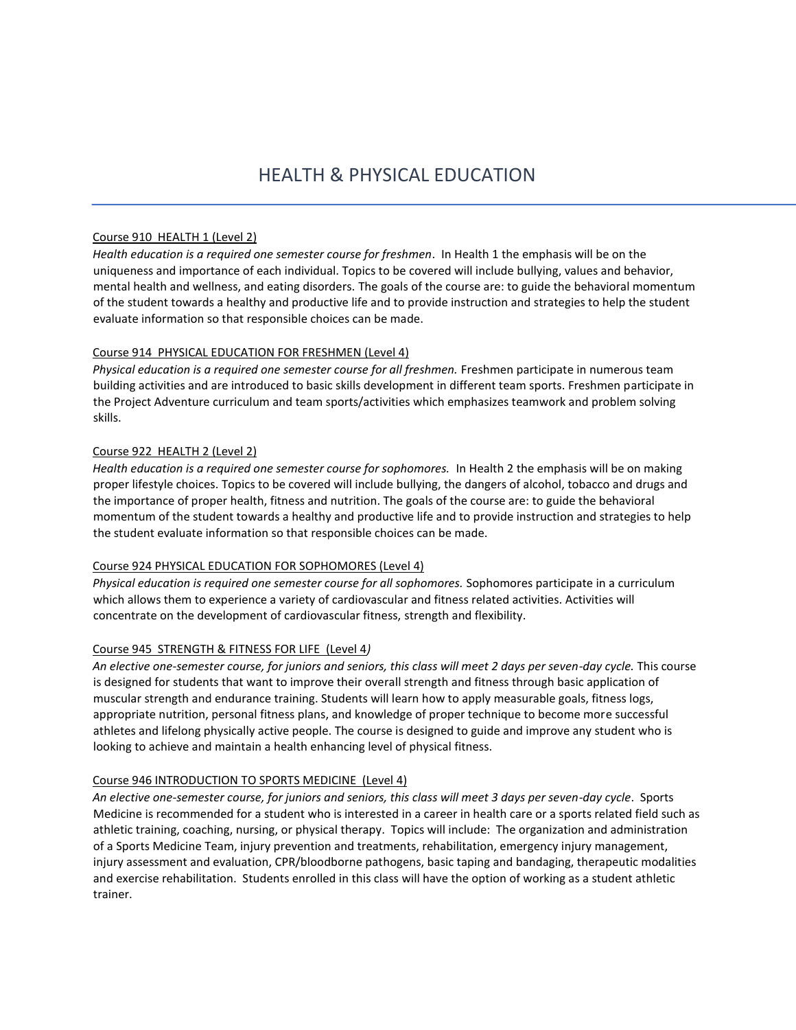# HEALTH & PHYSICAL EDUCATION

Course 910 HEALTH 1 (Level 2)

*Health education is a required one semester course for freshmen*. In Health 1 the emphasis will be on the uniqueness and importance of each individual. Topics to be covered will include bullying, values and behavior, mental health and wellness, and eating disorders. The goals of the course are: to guide the behavioral momentum of the student towards a healthy and productive life and to provide instruction and strategies to help the student evaluate information so that responsible choices can be made.

Course 914 PHYSICAL EDUCATION FOR FRESHMEN (Level 4)

*Physical education is a required one semester course for all freshmen.* Freshmen participate in numerous team building activities and are introduced to basic skills development in different team sports. Freshmen participate in the Project Adventure curriculum and team sports/activities which emphasizes teamwork and problem solving skills.

Course 922 HEALTH 2 (Level 2)

*Health education is a required one semester course for sophomores.* In Health 2 the emphasis will be on making proper lifestyle choices. Topics to be covered will include bullying, the dangers of alcohol, tobacco and drugs and the importance of proper health, fitness and nutrition. The goals of the course are: to guide the behavioral momentum of the student towards a healthy and productive life and to provide instruction and strategies to help the student evaluate information so that responsible choices can be made.

Course 924 PHYSICAL EDUCATION FOR SOPHOMORES (Level 4)

*Physical education is required one semester course for all sophomores.* Sophomores participate in a curriculum which allows them to experience a variety of cardiovascular and fitness related activities. Activities will concentrate on the development of cardiovascular fitness, strength and flexibility.

Course 945 STRENGTH & FITNESS FOR LIFE (Level 4)

*An elective one-semester course, for juniors and seniors, this class will meet 2 days per seven-day cycle.* This course is designed for students that want to improve their overall strength and fitness through basic application of muscular strength and endurance training. Students will learn how to apply measurable goals, fitness logs, appropriate nutrition, personal fitness plans, and knowledge of proper technique to become more successful athletes and lifelong physically active people. The course is designed to guide and improve any student who is looking to achieve and maintain a health enhancing level of physical fitness.

Course 946 INTRODUCTION TO SPORTS MEDICINE (Level 4)

*An elective one-semester course, for juniors and seniors, this class will meet 3 days per seven-day cycle*. Sports Medicine is recommended for a student who is interested in a career in health care or a sports related field such as athletic training, coaching, nursing, or physical therapy. Topics will include: The organization and administration of a Sports Medicine Team, injury prevention and treatments, rehabilitation, emergency injury management, injury assessment and evaluation, CPR/bloodborne pathogens, basic taping and bandaging, therapeutic modalities and exercise rehabilitation. Students enrolled in this class will have the option of working as a student athletic trainer.